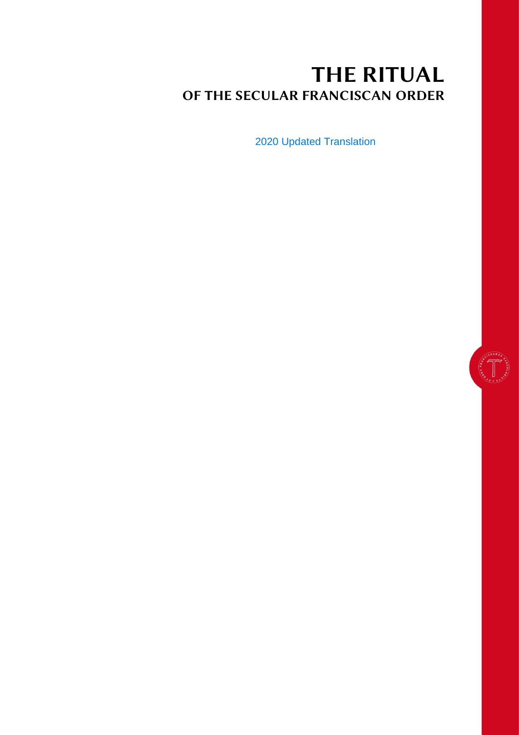# THE RITUAL

## OF THE SECULAR FRANCISCAN ORDER

2020 Updated Translation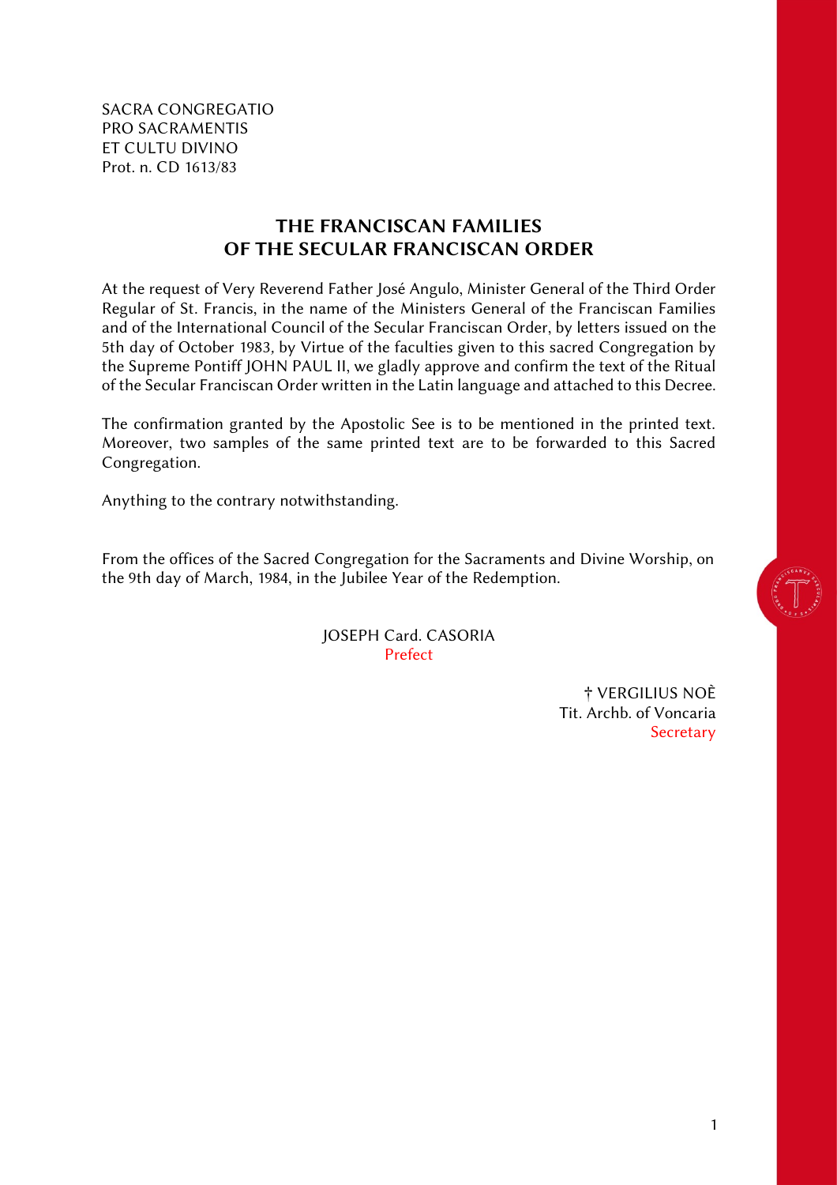SACRA CONGREGATIO
PRO SACRAMENTIS
ET CULTU DIVINO
Prot. n. CD 1613/83

## THE FRANCISCAN FAMILIES OF THE SECULAR FRANCISCAN ORDER

At the request of Very Reverend Father José Angulo, Minister General of the Third Order Regular of St. Francis, in the name of the Ministers General of the Franciscan Families and of the International Council of the Secular Franciscan Order, by letters issued on the 5th day of October 1983, by Virtue of the faculties given to this sacred Congregation by the Supreme Pontiff JOHN PAUL II, we gladly approve and confirm the text of the Ritual of the Secular Franciscan Order written in the Latin language and attached to this Decree.

The confirmation granted by the Apostolic See is to be mentioned in the printed text. Moreover, two samples of the same printed text are to be forwarded to this Sacred Congregation.

Anything to the contrary notwithstanding.

From the offices of the Sacred Congregation for the Sacraments and Divine Worship, on the 9th day of March, 1984, in the Jubilee Year of the Redemption.

JOSEPH Card. CASORIA
Prefect

† VERGILIUS NOÈ
Tit. Archb. of Voncaria
Secretary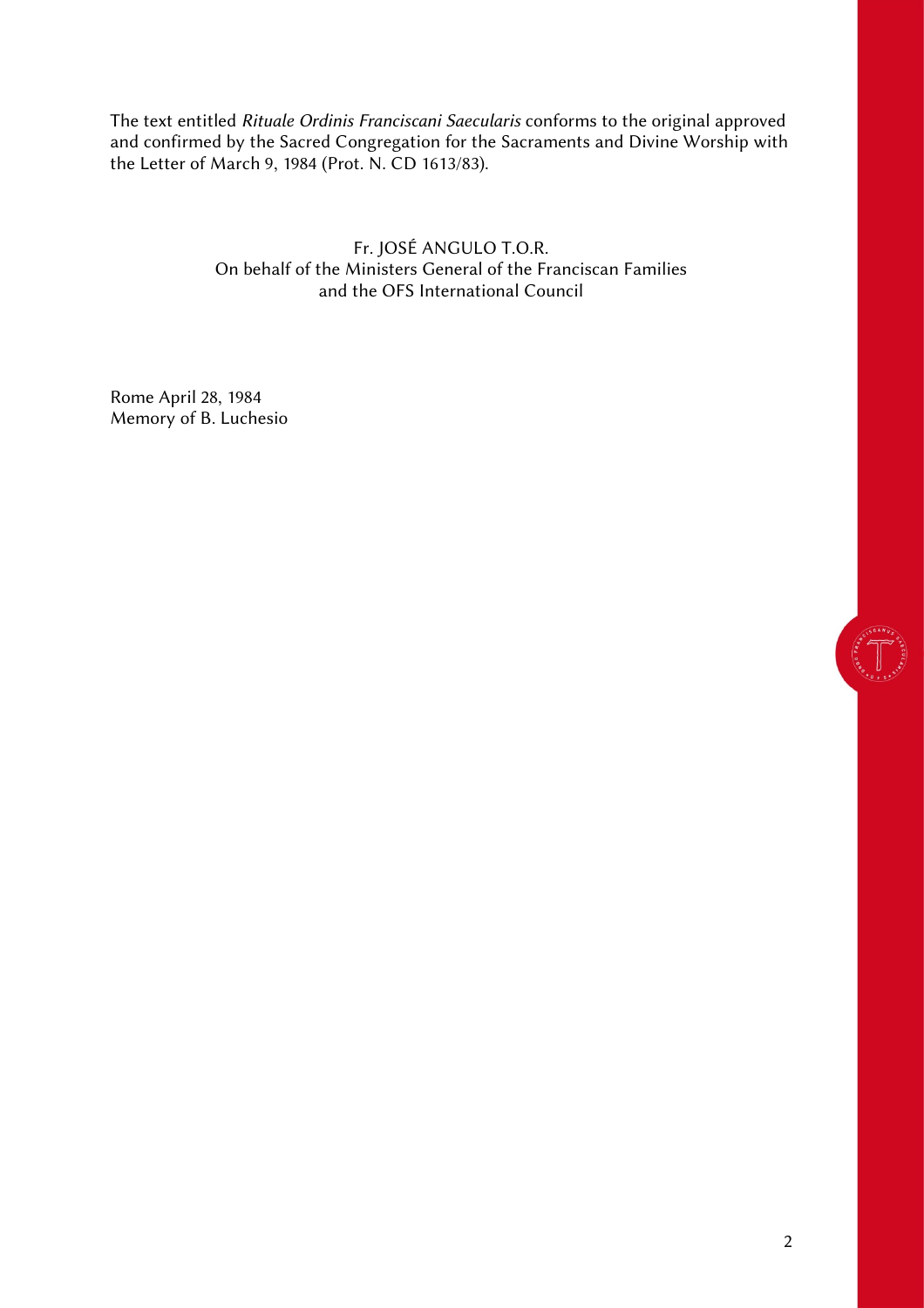The text entitled *Rituale Ordinis Franciscani Saecularis* conforms to the original approved and confirmed by the Sacred Congregation for the Sacraments and Divine Worship with the Letter of March 9, 1984 (Prot. N. CD 1613/83).

Fr. JOSÉ ANGULO T.O.R.
On behalf of the Ministers General of the Franciscan Families
and the OFS International Council

Rome April 28, 1984
Memory of B. Luchesio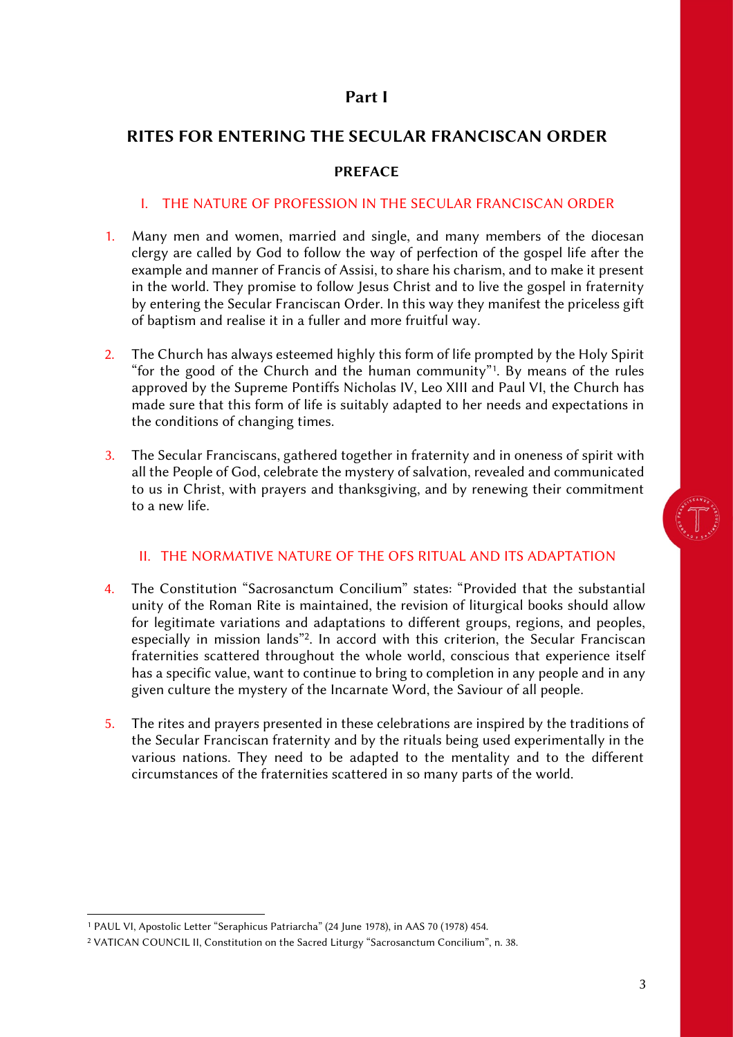# Part I

## RITES FOR ENTERING THE SECULAR FRANCISCAN ORDER

### PREFACE

#### I. THE NATURE OF PROFESSION IN THE SECULAR FRANCISCAN ORDER

1. Many men and women, married and single, and many members of the diocesan clergy are called by God to follow the way of perfection of the gospel life after the example and manner of Francis of Assisi, to share his charism, and to make it present in the world. They promise to follow Jesus Christ and to live the gospel in fraternity by entering the Secular Franciscan Order. In this way they manifest the priceless gift of baptism and realise it in a fuller and more fruitful way.

2. The Church has always esteemed highly this form of life prompted by the Holy Spirit "for the good of the Church and the human community"[1]. By means of the rules approved by the Supreme Pontiffs Nicholas IV, Leo XIII and Paul VI, the Church has made sure that this form of life is suitably adapted to her needs and expectations in the conditions of changing times.

3. The Secular Franciscans, gathered together in fraternity and in oneness of spirit with all the People of God, celebrate the mystery of salvation, revealed and communicated to us in Christ, with prayers and thanksgiving, and by renewing their commitment to a new life.

#### II. THE NORMATIVE NATURE OF THE OFS RITUAL AND ITS ADAPTATION

4. The Constitution "Sacrosanctum Concilium" states: "Provided that the substantial unity of the Roman Rite is maintained, the revision of liturgical books should allow for legitimate variations and adaptations to different groups, regions, and peoples, especially in mission lands"[2]. In accord with this criterion, the Secular Franciscan fraternities scattered throughout the whole world, conscious that experience itself has a specific value, want to continue to bring to completion in any people and in any given culture the mystery of the Incarnate Word, the Saviour of all people.

5. The rites and prayers presented in these celebrations are inspired by the traditions of the Secular Franciscan fraternity and by the rituals being used experimentally in the various nations. They need to be adapted to the mentality and to the different circumstances of the fraternities scattered in so many parts of the world.

---

[1] PAUL VI, Apostolic Letter "Seraphicus Patriarcha" (24 June 1978), in AAS 70 (1978) 454.

[2] VATICAN COUNCIL II, Constitution on the Sacred Liturgy "Sacrosanctum Concilium", n. 38.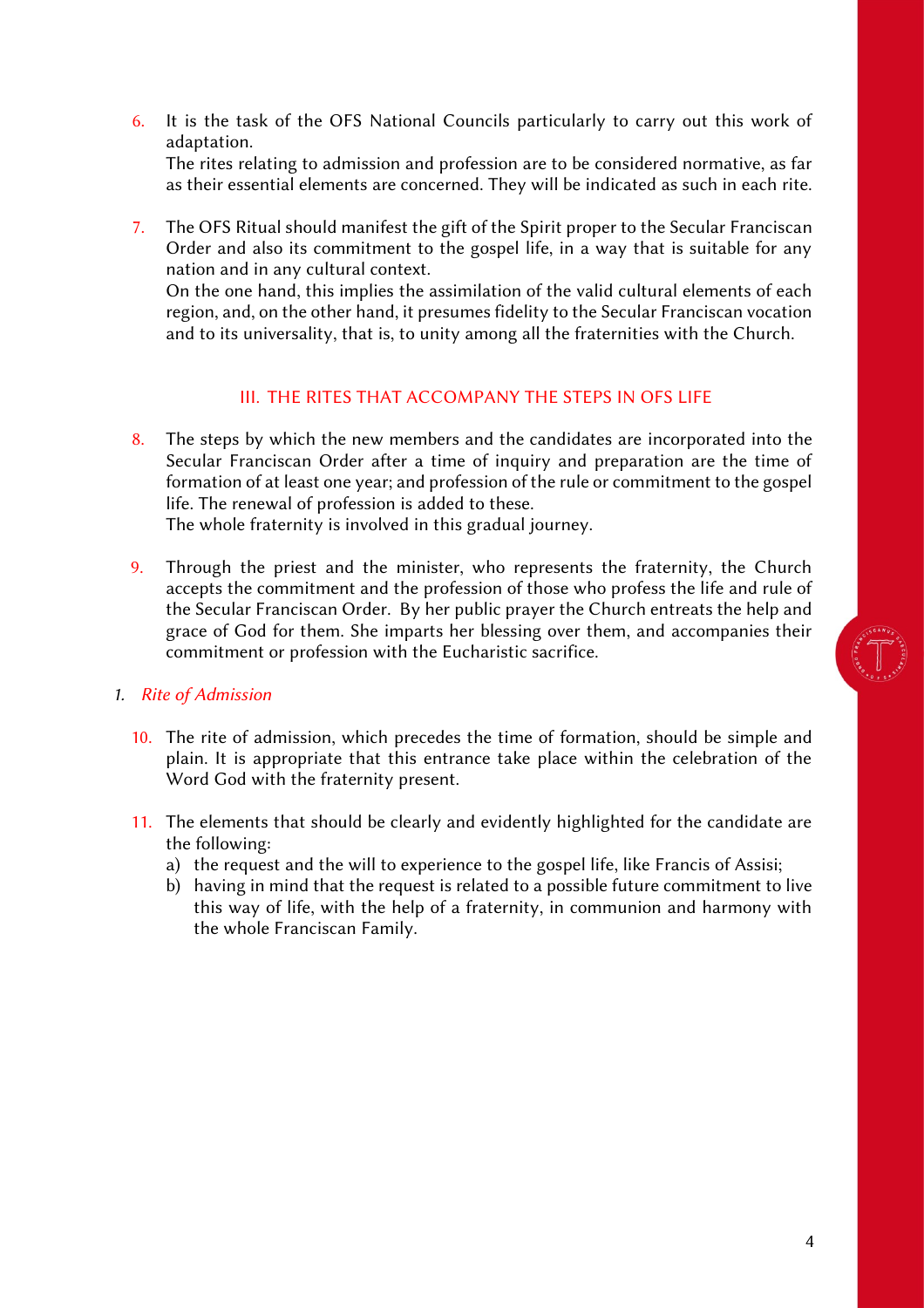6. It is the task of the OFS National Councils particularly to carry out this work of adaptation.
   The rites relating to admission and profession are to be considered normative, as far as their essential elements are concerned. They will be indicated as such in each rite.

7. The OFS Ritual should manifest the gift of the Spirit proper to the Secular Franciscan Order and also its commitment to the gospel life, in a way that is suitable for any nation and in any cultural context.
   On the one hand, this implies the assimilation of the valid cultural elements of each region, and, on the other hand, it presumes fidelity to the Secular Franciscan vocation and to its universality, that is, to unity among all the fraternities with the Church.

## III. THE RITES THAT ACCOMPANY THE STEPS IN OFS LIFE

8. The steps by which the new members and the candidates are incorporated into the Secular Franciscan Order after a time of inquiry and preparation are the time of formation of at least one year; and profession of the rule or commitment to the gospel life. The renewal of profession is added to these.
   The whole fraternity is involved in this gradual journey.

9. Through the priest and the minister, who represents the fraternity, the Church accepts the commitment and the profession of those who profess the life and rule of the Secular Franciscan Order. By her public prayer the Church entreats the help and grace of God for them. She imparts her blessing over them, and accompanies their commitment or profession with the Eucharistic sacrifice.

### 1. *Rite of Admission*

10. The rite of admission, which precedes the time of formation, should be simple and plain. It is appropriate that this entrance take place within the celebration of the Word God with the fraternity present.

11. The elements that should be clearly and evidently highlighted for the candidate are the following:
    a) the request and the will to experience to the gospel life, like Francis of Assisi;
    b) having in mind that the request is related to a possible future commitment to live this way of life, with the help of a fraternity, in communion and harmony with the whole Franciscan Family.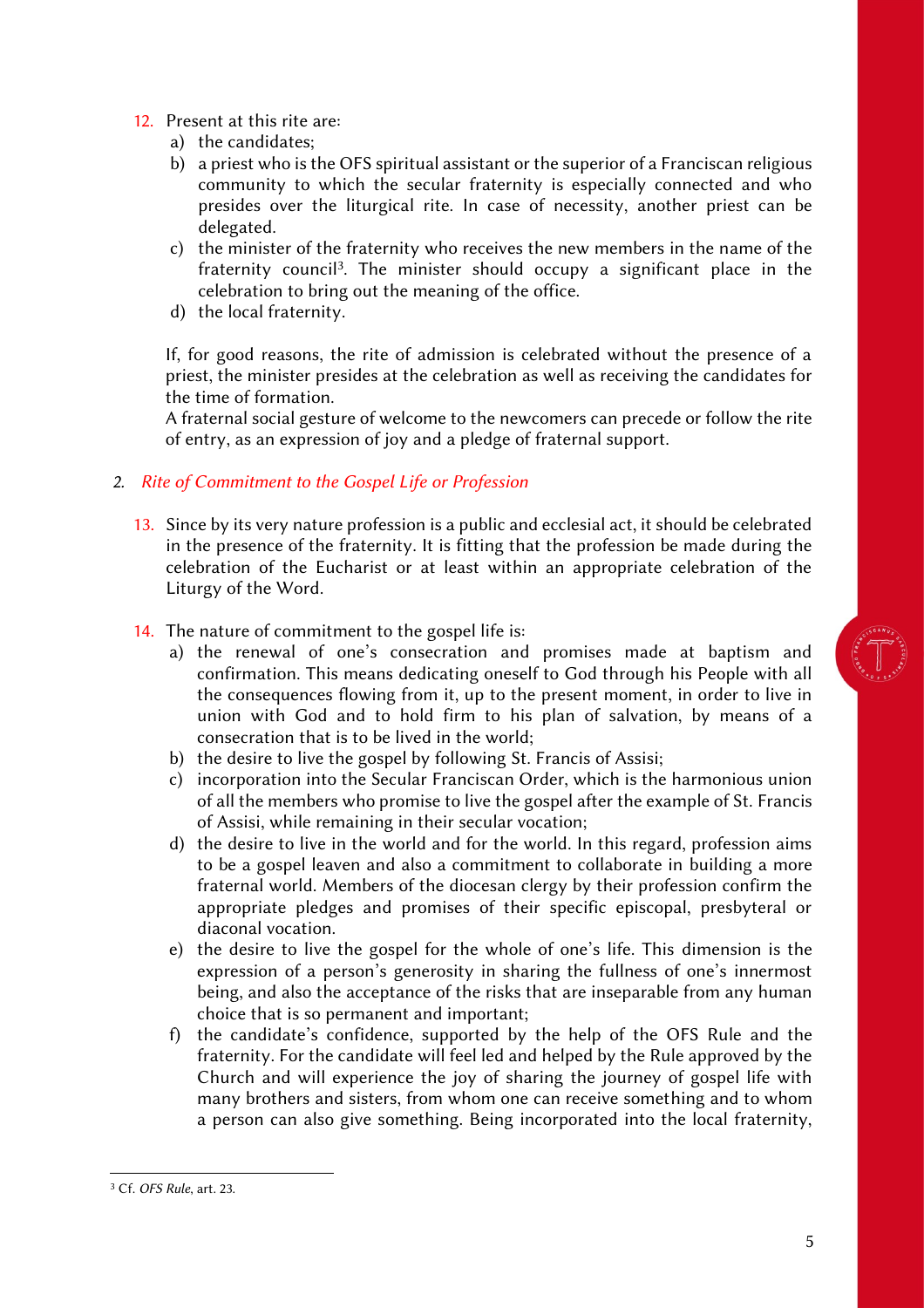12. Present at this rite are:
    a) the candidates;
    b) a priest who is the OFS spiritual assistant or the superior of a Franciscan religious community to which the secular fraternity is especially connected and who presides over the liturgical rite. In case of necessity, another priest can be delegated.
    c) the minister of the fraternity who receives the new members in the name of the fraternity council[3]. The minister should occupy a significant place in the celebration to bring out the meaning of the office.
    d) the local fraternity.

    If, for good reasons, the rite of admission is celebrated without the presence of a priest, the minister presides at the celebration as well as receiving the candidates for the time of formation.

    A fraternal social gesture of welcome to the newcomers can precede or follow the rite of entry, as an expression of joy and a pledge of fraternal support.

## 2. *Rite of Commitment to the Gospel Life or Profession*

13. Since by its very nature profession is a public and ecclesial act, it should be celebrated in the presence of the fraternity. It is fitting that the profession be made during the celebration of the Eucharist or at least within an appropriate celebration of the Liturgy of the Word.

14. The nature of commitment to the gospel life is:
    a) the renewal of one's consecration and promises made at baptism and confirmation. This means dedicating oneself to God through his People with all the consequences flowing from it, up to the present moment, in order to live in union with God and to hold firm to his plan of salvation, by means of a consecration that is to be lived in the world;
    b) the desire to live the gospel by following St. Francis of Assisi;
    c) incorporation into the Secular Franciscan Order, which is the harmonious union of all the members who promise to live the gospel after the example of St. Francis of Assisi, while remaining in their secular vocation;
    d) the desire to live in the world and for the world. In this regard, profession aims to be a gospel leaven and also a commitment to collaborate in building a more fraternal world. Members of the diocesan clergy by their profession confirm the appropriate pledges and promises of their specific episcopal, presbyteral or diaconal vocation.
    e) the desire to live the gospel for the whole of one's life. This dimension is the expression of a person's generosity in sharing the fullness of one's innermost being, and also the acceptance of the risks that are inseparable from any human choice that is so permanent and important;
    f) the candidate's confidence, supported by the help of the OFS Rule and the fraternity. For the candidate will feel led and helped by the Rule approved by the Church and will experience the joy of sharing the journey of gospel life with many brothers and sisters, from whom one can receive something and to whom a person can also give something. Being incorporated into the local fraternity,

[3] Cf. *OFS Rule*, art. 23.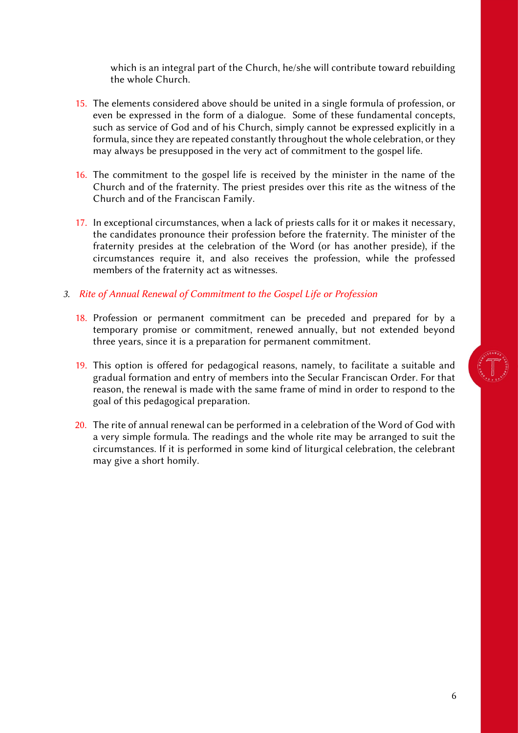which is an integral part of the Church, he/she will contribute toward rebuilding the whole Church.

15. The elements considered above should be united in a single formula of profession, or even be expressed in the form of a dialogue. Some of these fundamental concepts, such as service of God and of his Church, simply cannot be expressed explicitly in a formula, since they are repeated constantly throughout the whole celebration, or they may always be presupposed in the very act of commitment to the gospel life.

16. The commitment to the gospel life is received by the minister in the name of the Church and of the fraternity. The priest presides over this rite as the witness of the Church and of the Franciscan Family.

17. In exceptional circumstances, when a lack of priests calls for it or makes it necessary, the candidates pronounce their profession before the fraternity. The minister of the fraternity presides at the celebration of the Word (or has another preside), if the circumstances require it, and also receives the profession, while the professed members of the fraternity act as witnesses.

### 3. *Rite of Annual Renewal of Commitment to the Gospel Life or Profession*

18. Profession or permanent commitment can be preceded and prepared for by a temporary promise or commitment, renewed annually, but not extended beyond three years, since it is a preparation for permanent commitment.

19. This option is offered for pedagogical reasons, namely, to facilitate a suitable and gradual formation and entry of members into the Secular Franciscan Order. For that reason, the renewal is made with the same frame of mind in order to respond to the goal of this pedagogical preparation.

20. The rite of annual renewal can be performed in a celebration of the Word of God with a very simple formula. The readings and the whole rite may be arranged to suit the circumstances. If it is performed in some kind of liturgical celebration, the celebrant may give a short homily.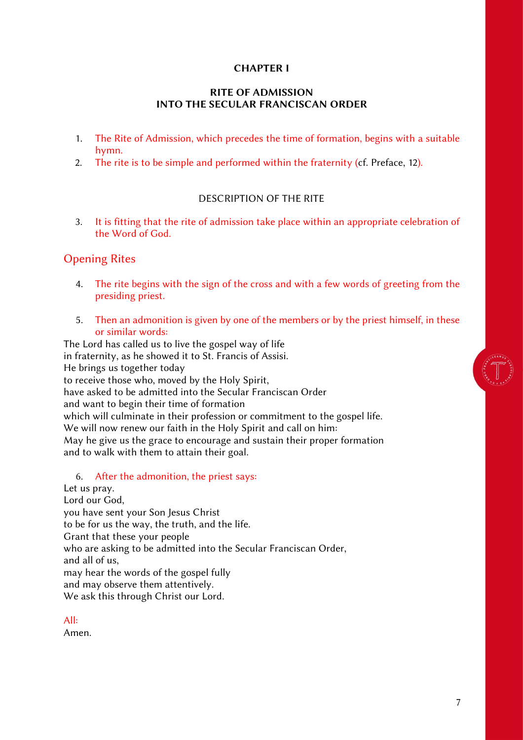## CHAPTER I

## RITE OF ADMISSION INTO THE SECULAR FRANCISCAN ORDER

1. The Rite of Admission, which precedes the time of formation, begins with a suitable hymn.
2. The rite is to be simple and performed within the fraternity (cf. Preface, 12).

### DESCRIPTION OF THE RITE

3. It is fitting that the rite of admission take place within an appropriate celebration of the Word of God.

### Opening Rites

4. The rite begins with the sign of the cross and with a few words of greeting from the presiding priest.

5. Then an admonition is given by one of the members or by the priest himself, in these or similar words:

The Lord has called us to live the gospel way of life
in fraternity, as he showed it to St. Francis of Assisi.
He brings us together today
to receive those who, moved by the Holy Spirit,
have asked to be admitted into the Secular Franciscan Order
and want to begin their time of formation
which will culminate in their profession or commitment to the gospel life.
We will now renew our faith in the Holy Spirit and call on him:
May he give us the grace to encourage and sustain their proper formation
and to walk with them to attain their goal.

6. After the admonition, the priest says:

Let us pray.
Lord our God,
you have sent your Son Jesus Christ
to be for us the way, the truth, and the life.
Grant that these your people
who are asking to be admitted into the Secular Franciscan Order,
and all of us,
may hear the words of the gospel fully
and may observe them attentively.
We ask this through Christ our Lord.

All:
Amen.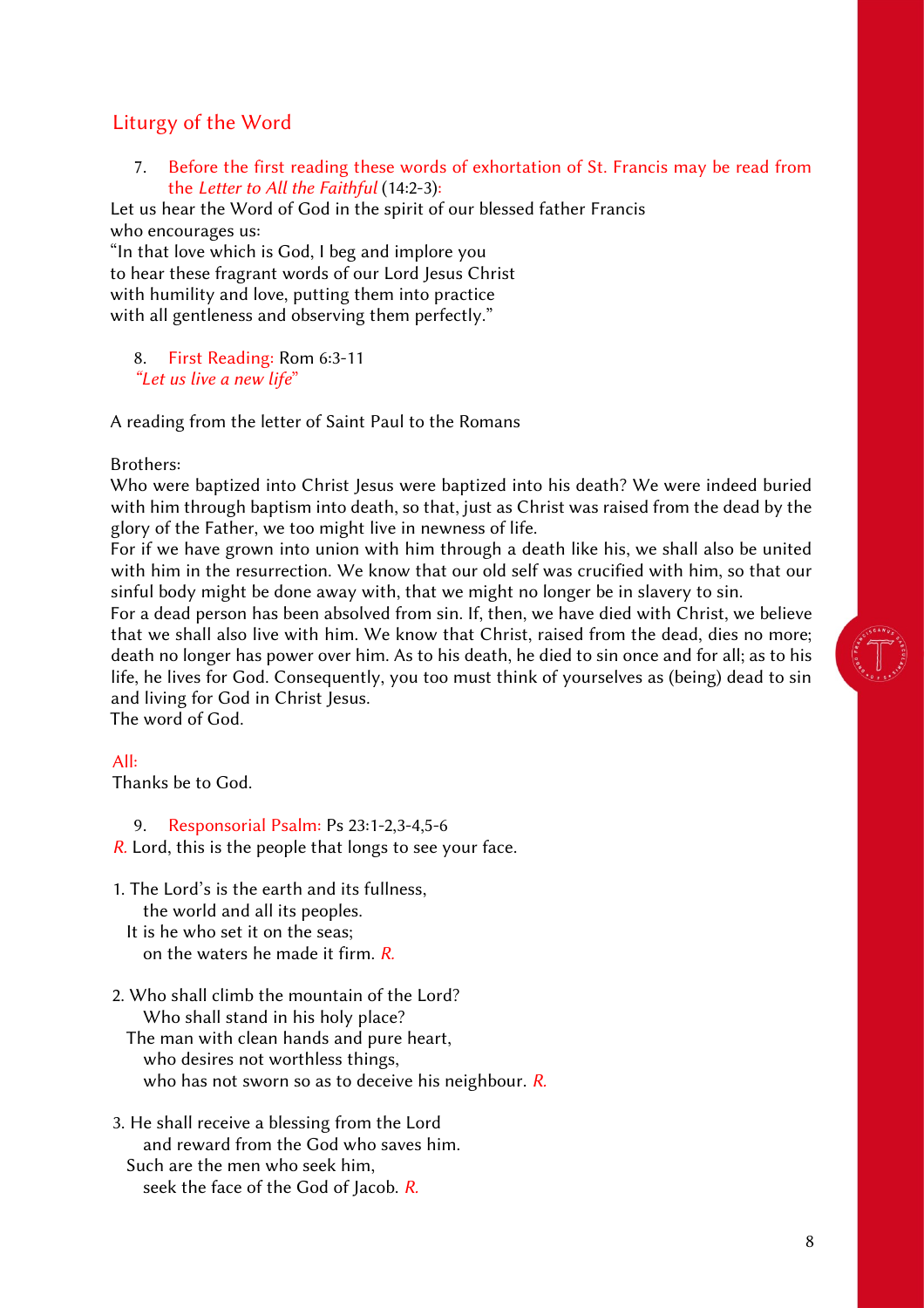## Liturgy of the Word

7. Before the first reading these words of exhortation of St. Francis may be read from the *Letter to All the Faithful* (14:2-3):

Let us hear the Word of God in the spirit of our blessed father Francis
who encourages us:
"In that love which is God, I beg and implore you
to hear these fragrant words of our Lord Jesus Christ
with humility and love, putting them into practice
with all gentleness and observing them perfectly."

8. First Reading: Rom 6:3-11
*"Let us live a new life"*

A reading from the letter of Saint Paul to the Romans

Brothers:
Who were baptized into Christ Jesus were baptized into his death? We were indeed buried with him through baptism into death, so that, just as Christ was raised from the dead by the glory of the Father, we too might live in newness of life.
For if we have grown into union with him through a death like his, we shall also be united with him in the resurrection. We know that our old self was crucified with him, so that our sinful body might be done away with, that we might no longer be in slavery to sin.
For a dead person has been absolved from sin. If, then, we have died with Christ, we believe that we shall also live with him. We know that Christ, raised from the dead, dies no more; death no longer has power over him. As to his death, he died to sin once and for all; as to his life, he lives for God. Consequently, you too must think of yourselves as (being) dead to sin and living for God in Christ Jesus.
The word of God.

All:
Thanks be to God.

9. Responsorial Psalm: Ps 23:1-2,3-4,5-6
*R.* Lord, this is the people that longs to see your face.

1. The Lord's is the earth and its fullness,
   the world and all its peoples.
   It is he who set it on the seas;
   on the waters he made it firm. *R.*

2. Who shall climb the mountain of the Lord?
   Who shall stand in his holy place?
   The man with clean hands and pure heart,
   who desires not worthless things,
   who has not sworn so as to deceive his neighbour. *R.*

3. He shall receive a blessing from the Lord
   and reward from the God who saves him.
   Such are the men who seek him,
   seek the face of the God of Jacob. *R.*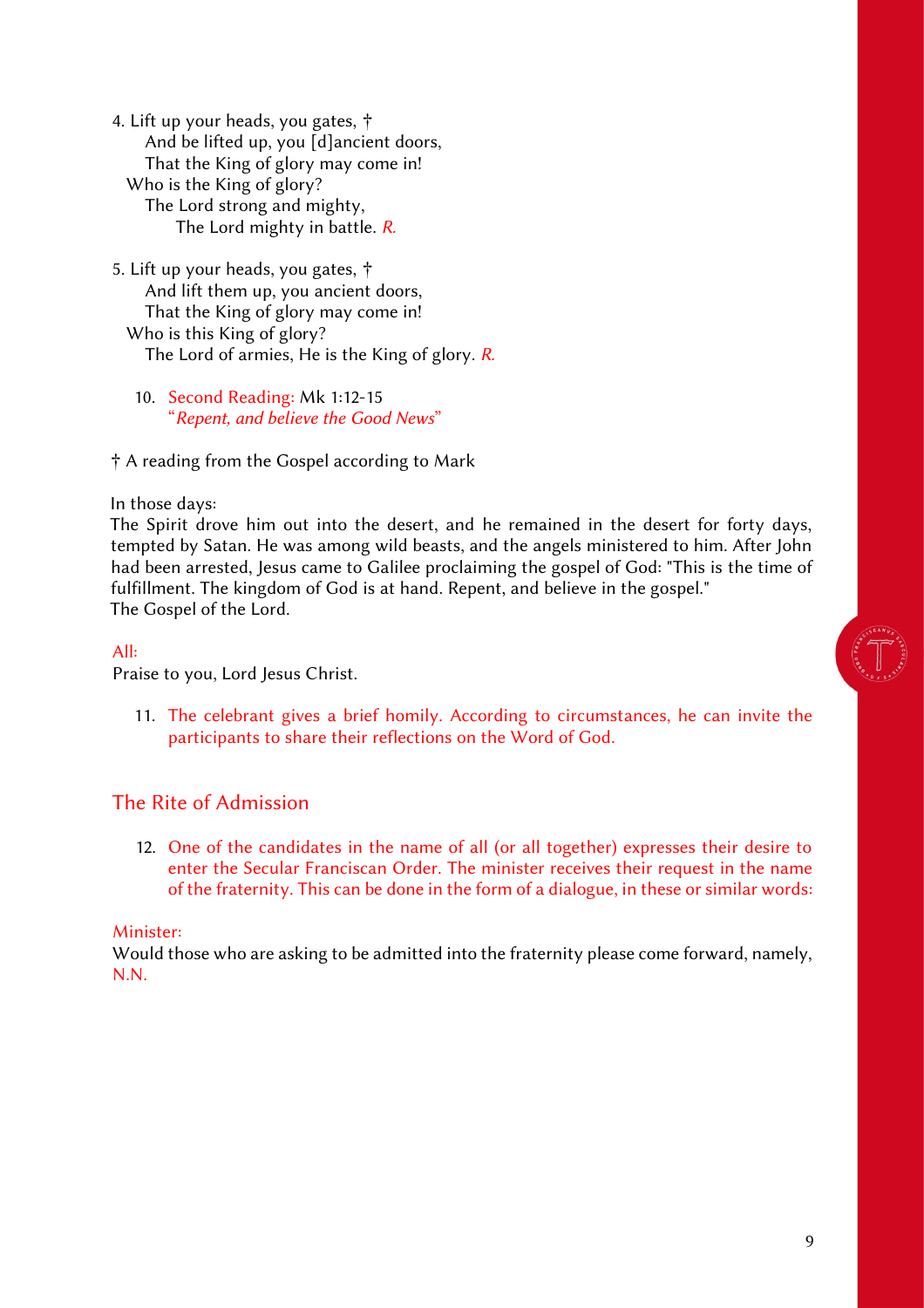4. Lift up your heads, you gates, †
   And be lifted up, you [d]ancient doors,
   That the King of glory may come in!
  Who is the King of glory?
   The Lord strong and mighty,
     The Lord mighty in battle. *R.*

5. Lift up your heads, you gates, †
   And lift them up, you ancient doors,
   That the King of glory may come in!
  Who is this King of glory?
   The Lord of armies, He is the King of glory. *R.*

10. Second Reading: Mk 1:12-15
    “*Repent, and believe the Good News*”

† A reading from the Gospel according to Mark

In those days:
The Spirit drove him out into the desert, and he remained in the desert for forty days, tempted by Satan. He was among wild beasts, and the angels ministered to him. After John had been arrested, Jesus came to Galilee proclaiming the gospel of God: "This is the time of fulfillment. The kingdom of God is at hand. Repent, and believe in the gospel."
The Gospel of the Lord.

All:
Praise to you, Lord Jesus Christ.

11. The celebrant gives a brief homily. According to circumstances, he can invite the participants to share their reflections on the Word of God.

## The Rite of Admission

12. One of the candidates in the name of all (or all together) expresses their desire to enter the Secular Franciscan Order. The minister receives their request in the name of the fraternity. This can be done in the form of a dialogue, in these or similar words:

Minister:
Would those who are asking to be admitted into the fraternity please come forward, namely, N.N.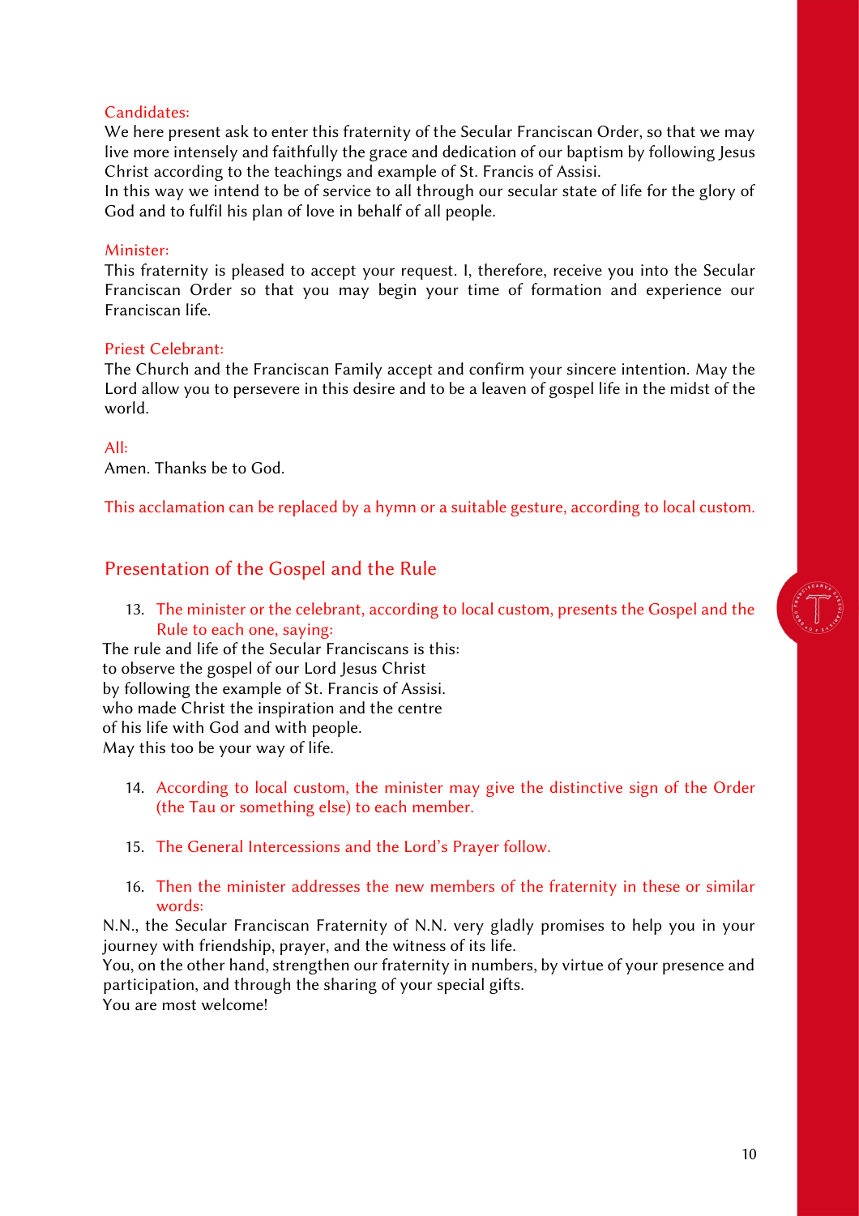Candidates:

We here present ask to enter this fraternity of the Secular Franciscan Order, so that we may live more intensely and faithfully the grace and dedication of our baptism by following Jesus Christ according to the teachings and example of St. Francis of Assisi.

In this way we intend to be of service to all through our secular state of life for the glory of God and to fulfil his plan of love in behalf of all people.

Minister:

This fraternity is pleased to accept your request. I, therefore, receive you into the Secular Franciscan Order so that you may begin your time of formation and experience our Franciscan life.

Priest Celebrant:

The Church and the Franciscan Family accept and confirm your sincere intention. May the Lord allow you to persevere in this desire and to be a leaven of gospel life in the midst of the world.

All:

Amen. Thanks be to God.

This acclamation can be replaced by a hymn or a suitable gesture, according to local custom.

## Presentation of the Gospel and the Rule

13. The minister or the celebrant, according to local custom, presents the Gospel and the Rule to each one, saying:

The rule and life of the Secular Franciscans is this:
to observe the gospel of our Lord Jesus Christ
by following the example of St. Francis of Assisi.
who made Christ the inspiration and the centre
of his life with God and with people.
May this too be your way of life.

14. According to local custom, the minister may give the distinctive sign of the Order (the Tau or something else) to each member.

15. The General Intercessions and the Lord's Prayer follow.

16. Then the minister addresses the new members of the fraternity in these or similar words:

N.N., the Secular Franciscan Fraternity of N.N. very gladly promises to help you in your journey with friendship, prayer, and the witness of its life.

You, on the other hand, strengthen our fraternity in numbers, by virtue of your presence and participation, and through the sharing of your special gifts.

You are most welcome!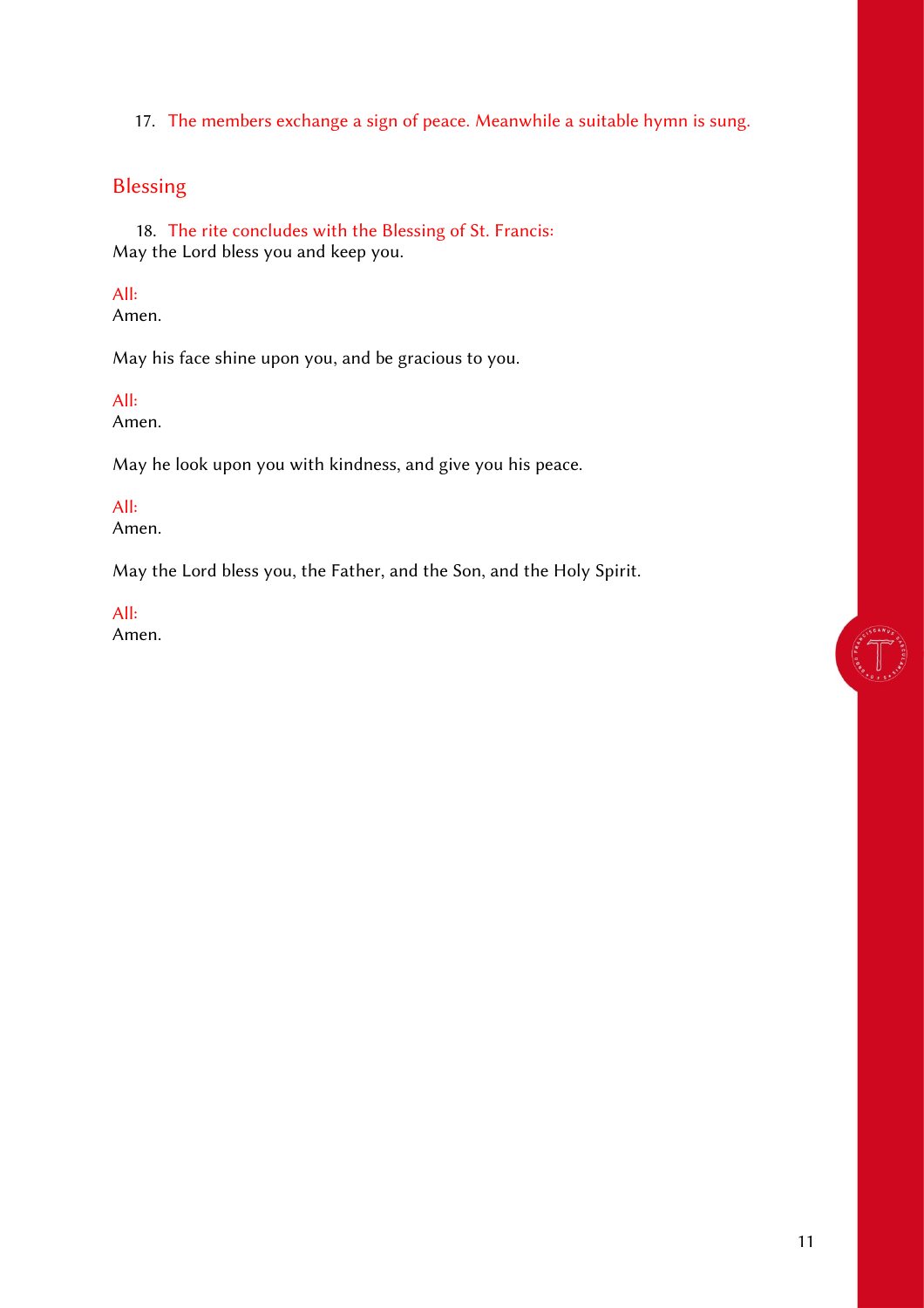17. The members exchange a sign of peace. Meanwhile a suitable hymn is sung.

## Blessing

18. The rite concludes with the Blessing of St. Francis:
May the Lord bless you and keep you.

All:
Amen.

May his face shine upon you, and be gracious to you.

All:
Amen.

May he look upon you with kindness, and give you his peace.

All:
Amen.

May the Lord bless you, the Father, and the Son, and the Holy Spirit.

All:
Amen.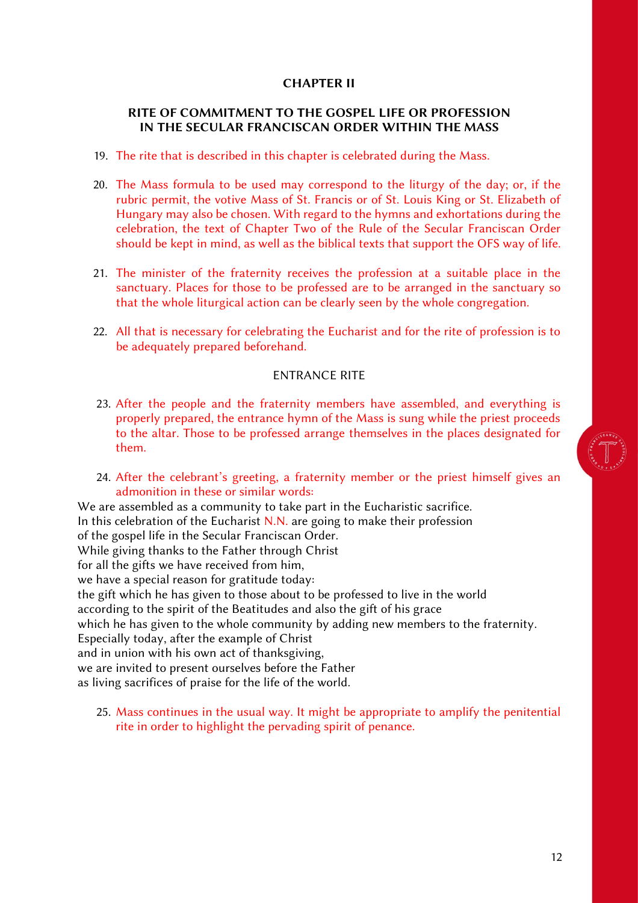## CHAPTER II

### RITE OF COMMITMENT TO THE GOSPEL LIFE OR PROFESSION IN THE SECULAR FRANCISCAN ORDER WITHIN THE MASS

19. The rite that is described in this chapter is celebrated during the Mass.

20. The Mass formula to be used may correspond to the liturgy of the day; or, if the rubric permit, the votive Mass of St. Francis or of St. Louis King or St. Elizabeth of Hungary may also be chosen. With regard to the hymns and exhortations during the celebration, the text of Chapter Two of the Rule of the Secular Franciscan Order should be kept in mind, as well as the biblical texts that support the OFS way of life.

21. The minister of the fraternity receives the profession at a suitable place in the sanctuary. Places for those to be professed are to be arranged in the sanctuary so that the whole liturgical action can be clearly seen by the whole congregation.

22. All that is necessary for celebrating the Eucharist and for the rite of profession is to be adequately prepared beforehand.

#### ENTRANCE RITE

23. After the people and the fraternity members have assembled, and everything is properly prepared, the entrance hymn of the Mass is sung while the priest proceeds to the altar. Those to be professed arrange themselves in the places designated for them.

24. After the celebrant's greeting, a fraternity member or the priest himself gives an admonition in these or similar words:

We are assembled as a community to take part in the Eucharistic sacrifice.
In this celebration of the Eucharist N.N. are going to make their profession
of the gospel life in the Secular Franciscan Order.
While giving thanks to the Father through Christ
for all the gifts we have received from him,
we have a special reason for gratitude today:
the gift which he has given to those about to be professed to live in the world
according to the spirit of the Beatitudes and also the gift of his grace
which he has given to the whole community by adding new members to the fraternity.
Especially today, after the example of Christ
and in union with his own act of thanksgiving,
we are invited to present ourselves before the Father
as living sacrifices of praise for the life of the world.

25. Mass continues in the usual way. It might be appropriate to amplify the penitential rite in order to highlight the pervading spirit of penance.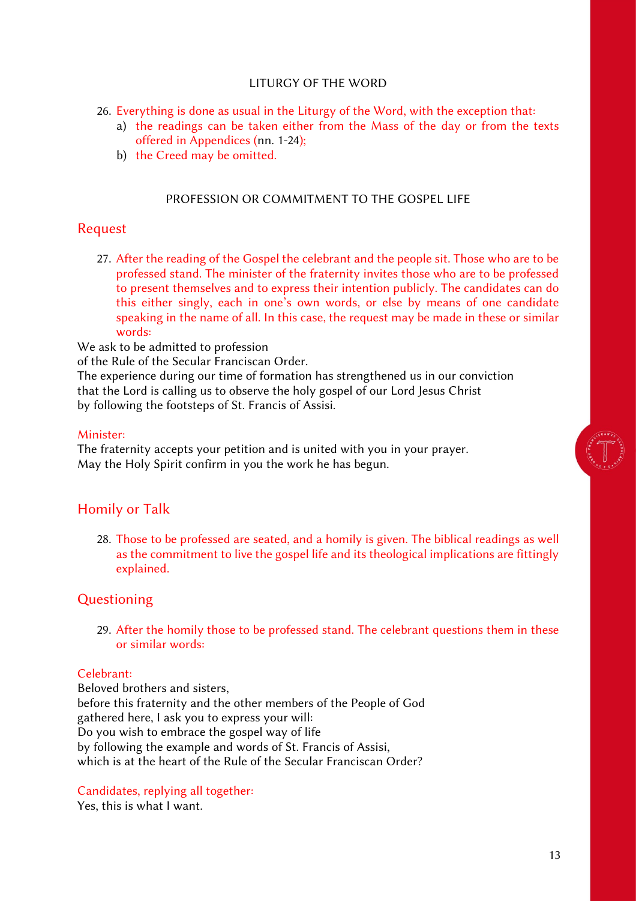### LITURGY OF THE WORD

26. Everything is done as usual in the Liturgy of the Word, with the exception that:
    a) the readings can be taken either from the Mass of the day or from the texts offered in Appendices (nn. 1-24);
    b) the Creed may be omitted.

### PROFESSION OR COMMITMENT TO THE GOSPEL LIFE

## Request

27. After the reading of the Gospel the celebrant and the people sit. Those who are to be professed stand. The minister of the fraternity invites those who are to be professed to present themselves and to express their intention publicly. The candidates can do this either singly, each in one's own words, or else by means of one candidate speaking in the name of all. In this case, the request may be made in these or similar words:

We ask to be admitted to profession
of the Rule of the Secular Franciscan Order.
The experience during our time of formation has strengthened us in our conviction
that the Lord is calling us to observe the holy gospel of our Lord Jesus Christ
by following the footsteps of St. Francis of Assisi.

Minister:
The fraternity accepts your petition and is united with you in your prayer.
May the Holy Spirit confirm in you the work he has begun.

## Homily or Talk

28. Those to be professed are seated, and a homily is given. The biblical readings as well as the commitment to live the gospel life and its theological implications are fittingly explained.

## Questioning

29. After the homily those to be professed stand. The celebrant questions them in these or similar words:

Celebrant:
Beloved brothers and sisters,
before this fraternity and the other members of the People of God
gathered here, I ask you to express your will:
Do you wish to embrace the gospel way of life
by following the example and words of St. Francis of Assisi,
which is at the heart of the Rule of the Secular Franciscan Order?

Candidates, replying all together:
Yes, this is what I want.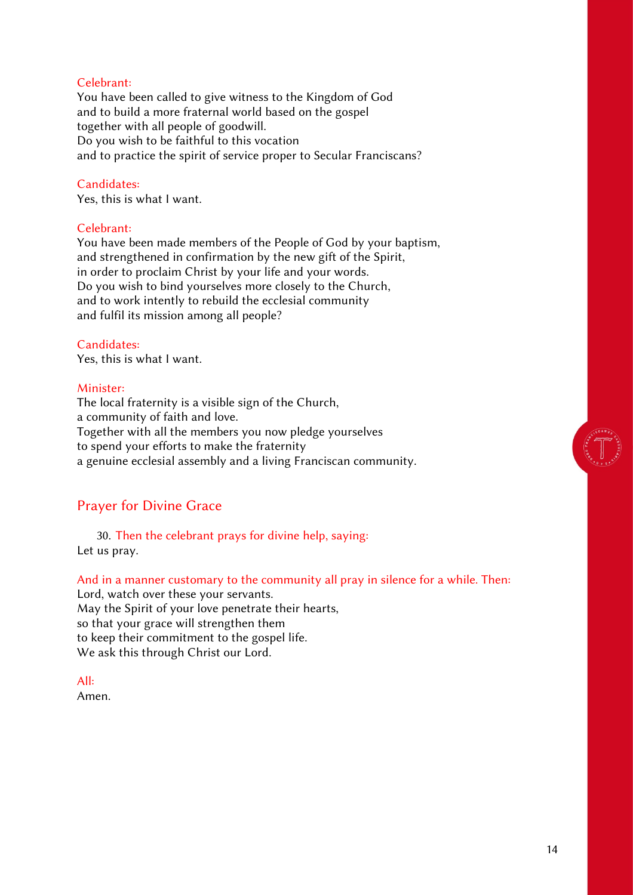Celebrant:

You have been called to give witness to the Kingdom of God
and to build a more fraternal world based on the gospel
together with all people of goodwill.
Do you wish to be faithful to this vocation
and to practice the spirit of service proper to Secular Franciscans?

Candidates:

Yes, this is what I want.

Celebrant:

You have been made members of the People of God by your baptism,
and strengthened in confirmation by the new gift of the Spirit,
in order to proclaim Christ by your life and your words.
Do you wish to bind yourselves more closely to the Church,
and to work intently to rebuild the ecclesial community
and fulfil its mission among all people?

Candidates:

Yes, this is what I want.

Minister:

The local fraternity is a visible sign of the Church,
a community of faith and love.
Together with all the members you now pledge yourselves
to spend your efforts to make the fraternity
a genuine ecclesial assembly and a living Franciscan community.

## Prayer for Divine Grace

30. Then the celebrant prays for divine help, saying:
Let us pray.

And in a manner customary to the community all pray in silence for a while. Then:
Lord, watch over these your servants.
May the Spirit of your love penetrate their hearts,
so that your grace will strengthen them
to keep their commitment to the gospel life.
We ask this through Christ our Lord.

All:

Amen.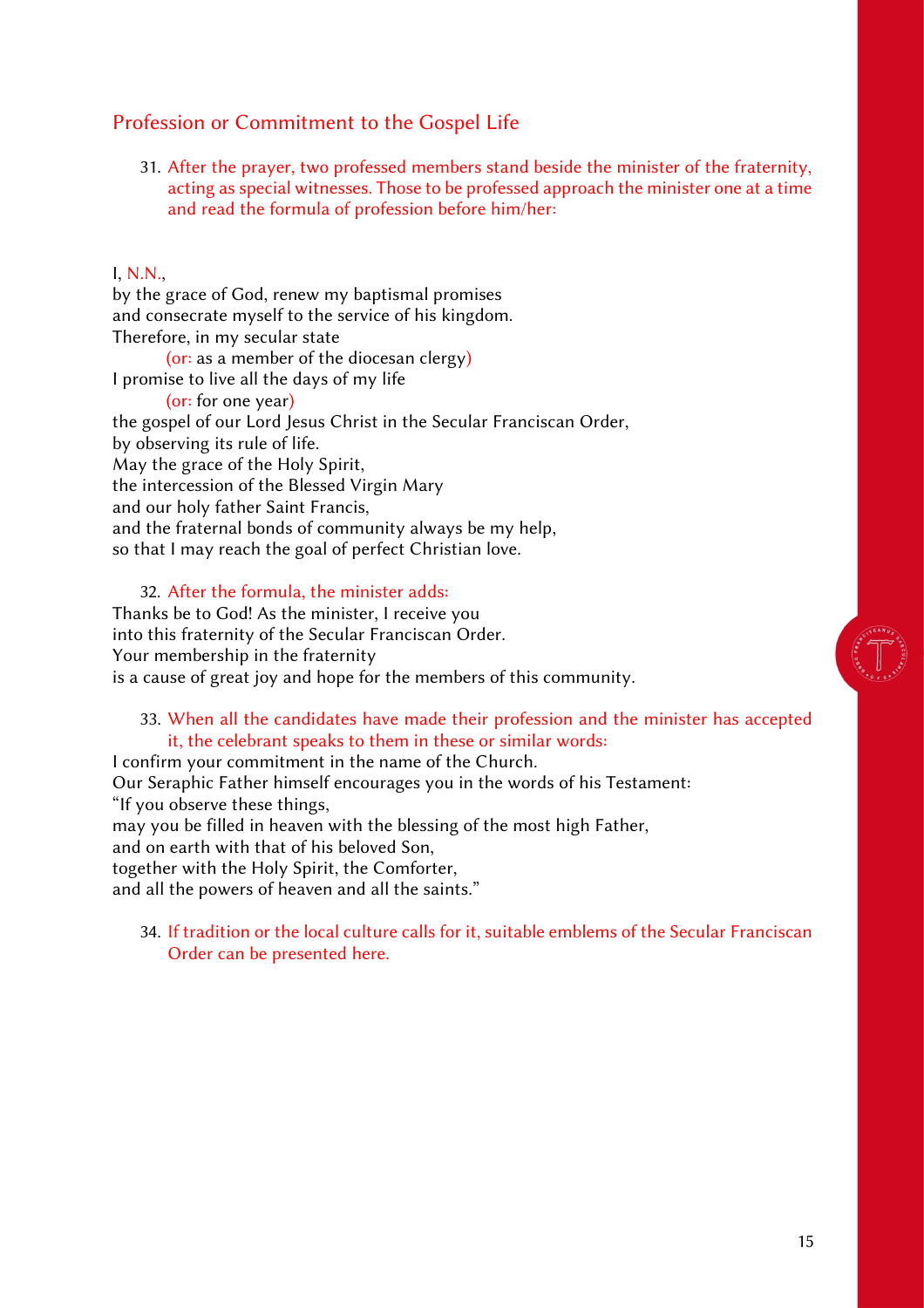## Profession or Commitment to the Gospel Life

31. After the prayer, two professed members stand beside the minister of the fraternity, acting as special witnesses. Those to be professed approach the minister one at a time and read the formula of profession before him/her:

I, N.N.,
by the grace of God, renew my baptismal promises
and consecrate myself to the service of his kingdom.
Therefore, in my secular state
    (or: as a member of the diocesan clergy)
I promise to live all the days of my life
    (or: for one year)
the gospel of our Lord Jesus Christ in the Secular Franciscan Order,
by observing its rule of life.
May the grace of the Holy Spirit,
the intercession of the Blessed Virgin Mary
and our holy father Saint Francis,
and the fraternal bonds of community always be my help,
so that I may reach the goal of perfect Christian love.

32. After the formula, the minister adds:

Thanks be to God! As the minister, I receive you
into this fraternity of the Secular Franciscan Order.
Your membership in the fraternity
is a cause of great joy and hope for the members of this community.

33. When all the candidates have made their profession and the minister has accepted it, the celebrant speaks to them in these or similar words:

I confirm your commitment in the name of the Church.
Our Seraphic Father himself encourages you in the words of his Testament:
"If you observe these things,
may you be filled in heaven with the blessing of the most high Father,
and on earth with that of his beloved Son,
together with the Holy Spirit, the Comforter,
and all the powers of heaven and all the saints."

34. If tradition or the local culture calls for it, suitable emblems of the Secular Franciscan Order can be presented here.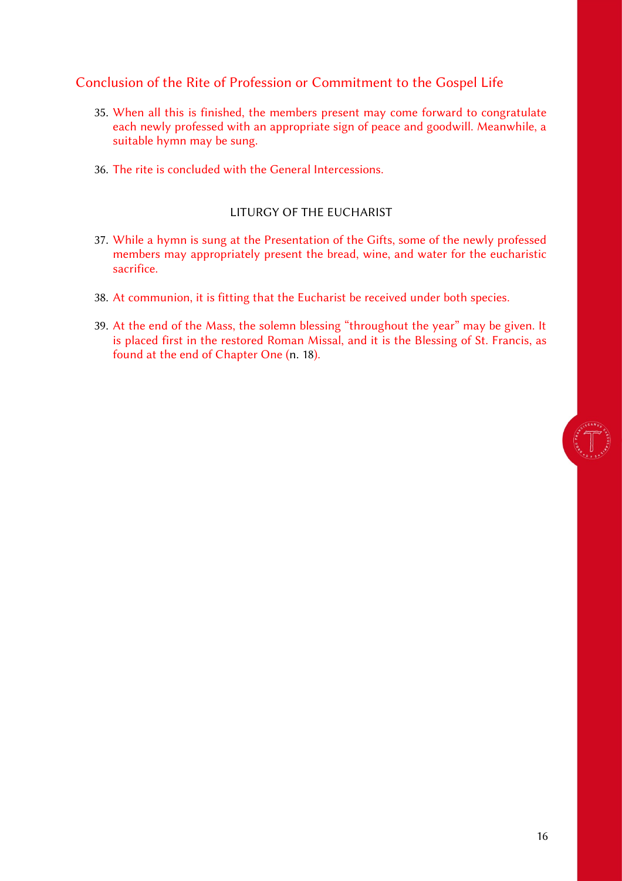## Conclusion of the Rite of Profession or Commitment to the Gospel Life

35. When all this is finished, the members present may come forward to congratulate each newly professed with an appropriate sign of peace and goodwill. Meanwhile, a suitable hymn may be sung.

36. The rite is concluded with the General Intercessions.

### LITURGY OF THE EUCHARIST

37. While a hymn is sung at the Presentation of the Gifts, some of the newly professed members may appropriately present the bread, wine, and water for the eucharistic sacrifice.

38. At communion, it is fitting that the Eucharist be received under both species.

39. At the end of the Mass, the solemn blessing "throughout the year" may be given. It is placed first in the restored Roman Missal, and it is the Blessing of St. Francis, as found at the end of Chapter One (n. 18).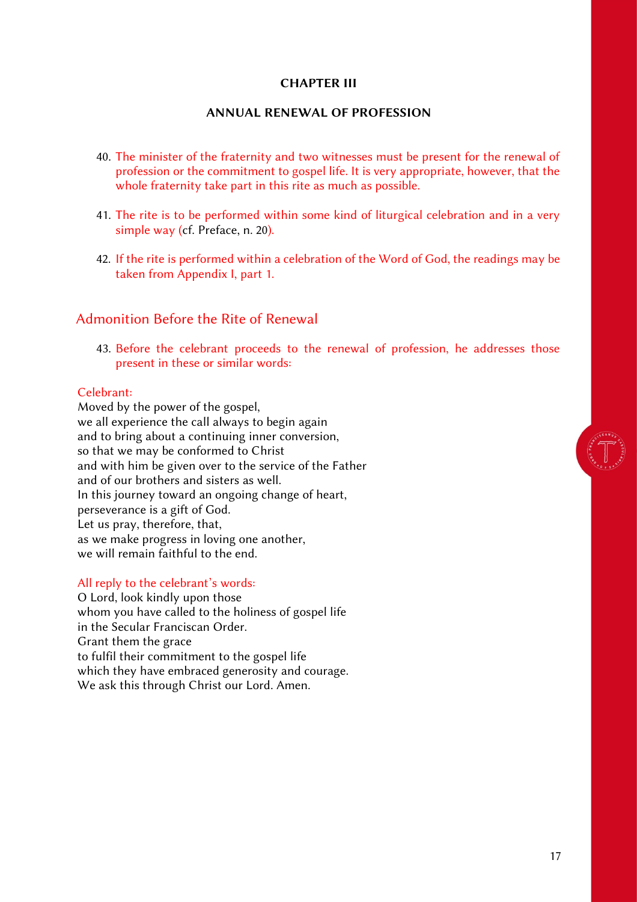## CHAPTER III

## ANNUAL RENEWAL OF PROFESSION

40. The minister of the fraternity and two witnesses must be present for the renewal of profession or the commitment to gospel life. It is very appropriate, however, that the whole fraternity take part in this rite as much as possible.

41. The rite is to be performed within some kind of liturgical celebration and in a very simple way (cf. Preface, n. 20).

42. If the rite is performed within a celebration of the Word of God, the readings may be taken from Appendix I, part 1.

### Admonition Before the Rite of Renewal

43. Before the celebrant proceeds to the renewal of profession, he addresses those present in these or similar words:

Celebrant:

Moved by the power of the gospel,
we all experience the call always to begin again
and to bring about a continuing inner conversion,
so that we may be conformed to Christ
and with him be given over to the service of the Father
and of our brothers and sisters as well.
In this journey toward an ongoing change of heart,
perseverance is a gift of God.
Let us pray, therefore, that,
as we make progress in loving one another,
we will remain faithful to the end.

All reply to the celebrant's words:

O Lord, look kindly upon those
whom you have called to the holiness of gospel life
in the Secular Franciscan Order.
Grant them the grace
to fulfil their commitment to the gospel life
which they have embraced generosity and courage.
We ask this through Christ our Lord. Amen.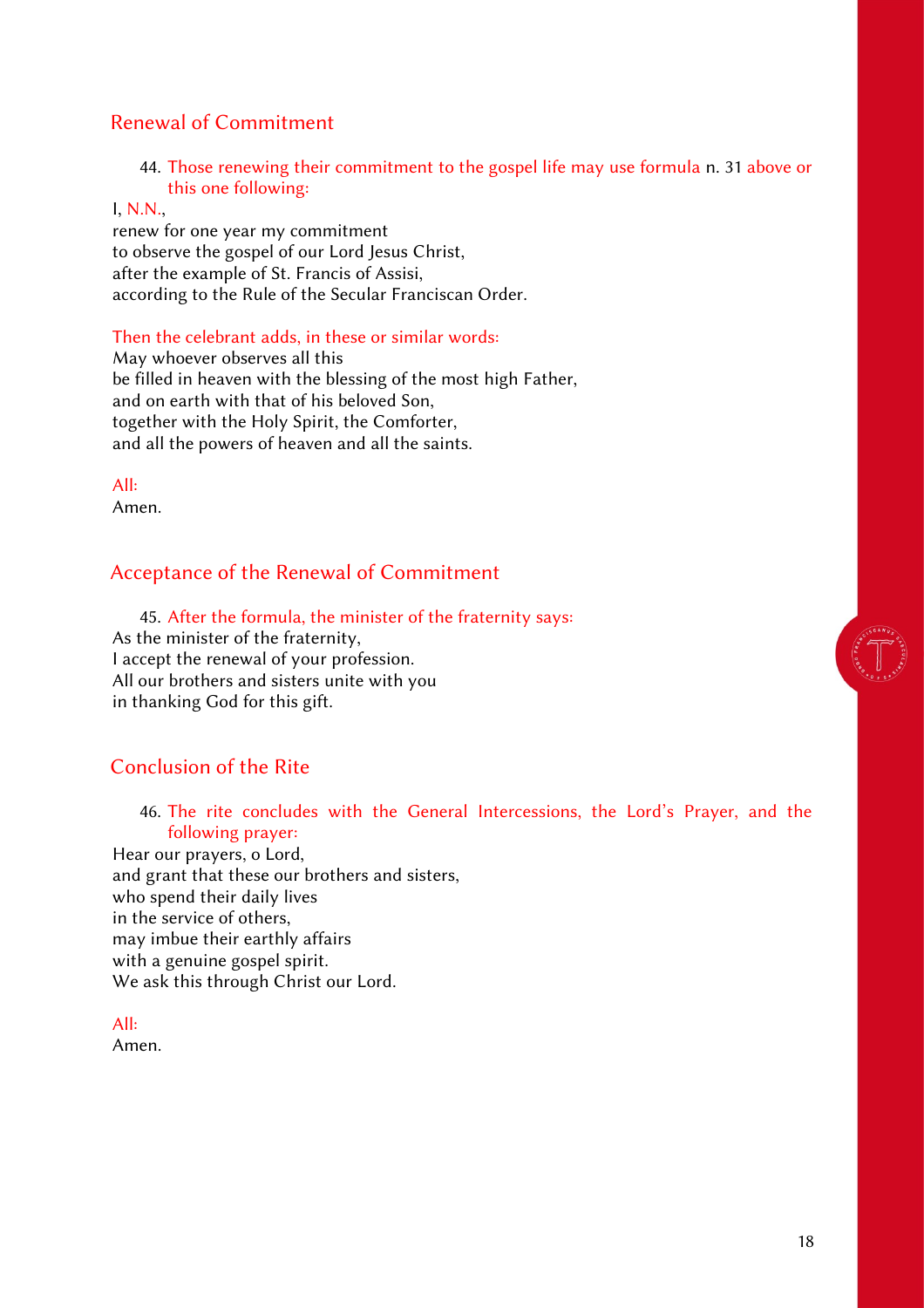## Renewal of Commitment

44. *Those renewing their commitment to the gospel life may use formula* n. 31 *above or this one following:*

I, *N.N.*,
renew for one year my commitment
to observe the gospel of our Lord Jesus Christ,
after the example of St. Francis of Assisi,
according to the Rule of the Secular Franciscan Order.

*Then the celebrant adds, in these or similar words:*
May whoever observes all this
be filled in heaven with the blessing of the most high Father,
and on earth with that of his beloved Son,
together with the Holy Spirit, the Comforter,
and all the powers of heaven and all the saints.

*All:*
Amen.

## Acceptance of the Renewal of Commitment

45. *After the formula, the minister of the fraternity says:*
As the minister of the fraternity,
I accept the renewal of your profession.
All our brothers and sisters unite with you
in thanking God for this gift.

## Conclusion of the Rite

46. *The rite concludes with the General Intercessions, the Lord's Prayer, and the following prayer:*
Hear our prayers, o Lord,
and grant that these our brothers and sisters,
who spend their daily lives
in the service of others,
may imbue their earthly affairs
with a genuine gospel spirit.
We ask this through Christ our Lord.

*All:*
Amen.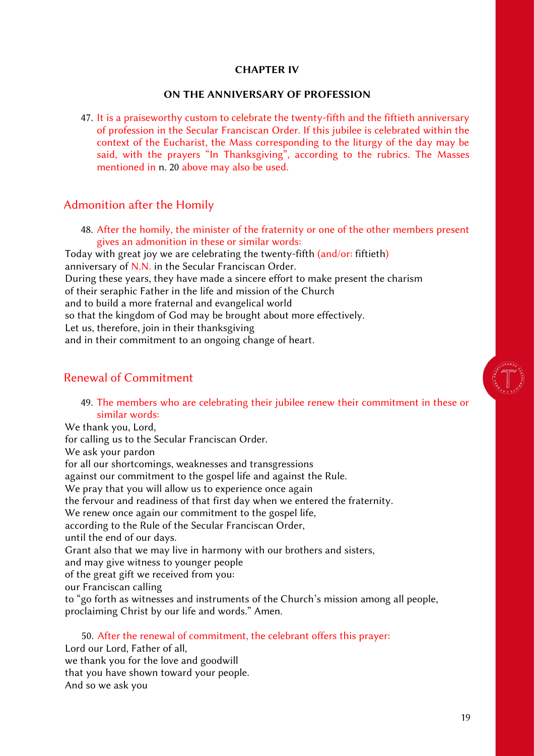## CHAPTER IV

## ON THE ANNIVERSARY OF PROFESSION

47. It is a praiseworthy custom to celebrate the twenty-fifth and the fiftieth anniversary of profession in the Secular Franciscan Order. If this jubilee is celebrated within the context of the Eucharist, the Mass corresponding to the liturgy of the day may be said, with the prayers "In Thanksgiving", according to the rubrics. The Masses mentioned in n. 20 above may also be used.

### Admonition after the Homily

48. After the homily, the minister of the fraternity or one of the other members present gives an admonition in these or similar words:

Today with great joy we are celebrating the twenty-fifth (and/or: fiftieth)
anniversary of N.N. in the Secular Franciscan Order.
During these years, they have made a sincere effort to make present the charism
of their seraphic Father in the life and mission of the Church
and to build a more fraternal and evangelical world
so that the kingdom of God may be brought about more effectively.
Let us, therefore, join in their thanksgiving
and in their commitment to an ongoing change of heart.

### Renewal of Commitment

49. The members who are celebrating their jubilee renew their commitment in these or similar words:

We thank you, Lord,
for calling us to the Secular Franciscan Order.
We ask your pardon
for all our shortcomings, weaknesses and transgressions
against our commitment to the gospel life and against the Rule.
We pray that you will allow us to experience once again
the fervour and readiness of that first day when we entered the fraternity.
We renew once again our commitment to the gospel life,
according to the Rule of the Secular Franciscan Order,
until the end of our days.
Grant also that we may live in harmony with our brothers and sisters,
and may give witness to younger people
of the great gift we received from you:
our Franciscan calling
to "go forth as witnesses and instruments of the Church's mission among all people,
proclaiming Christ by our life and words." Amen.

50. After the renewal of commitment, the celebrant offers this prayer:

Lord our Lord, Father of all,
we thank you for the love and goodwill
that you have shown toward your people.
And so we ask you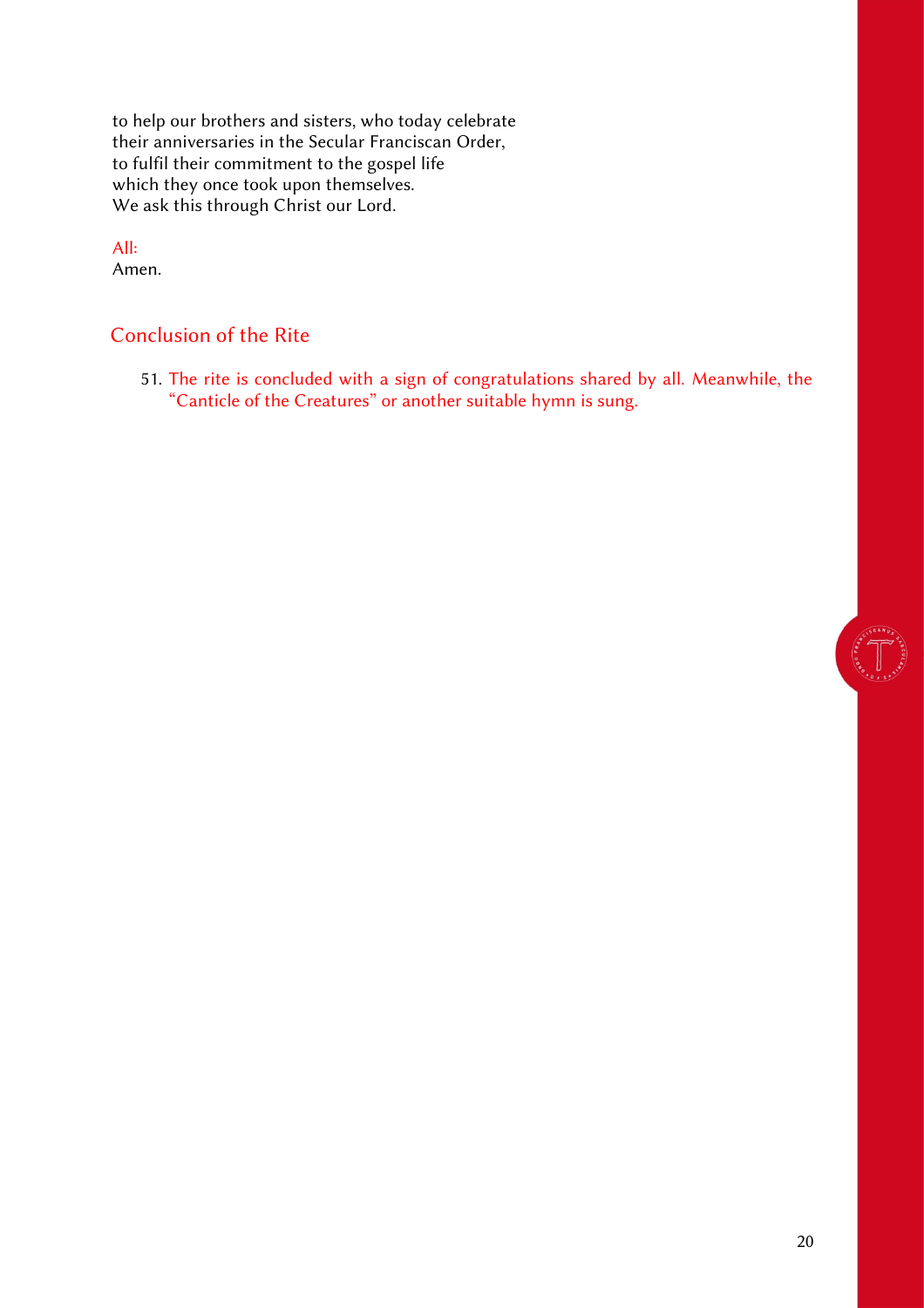to help our brothers and sisters, who today celebrate
their anniversaries in the Secular Franciscan Order,
to fulfil their commitment to the gospel life
which they once took upon themselves.
We ask this through Christ our Lord.

All:
Amen.

## Conclusion of the Rite

51. The rite is concluded with a sign of congratulations shared by all. Meanwhile, the "Canticle of the Creatures" or another suitable hymn is sung.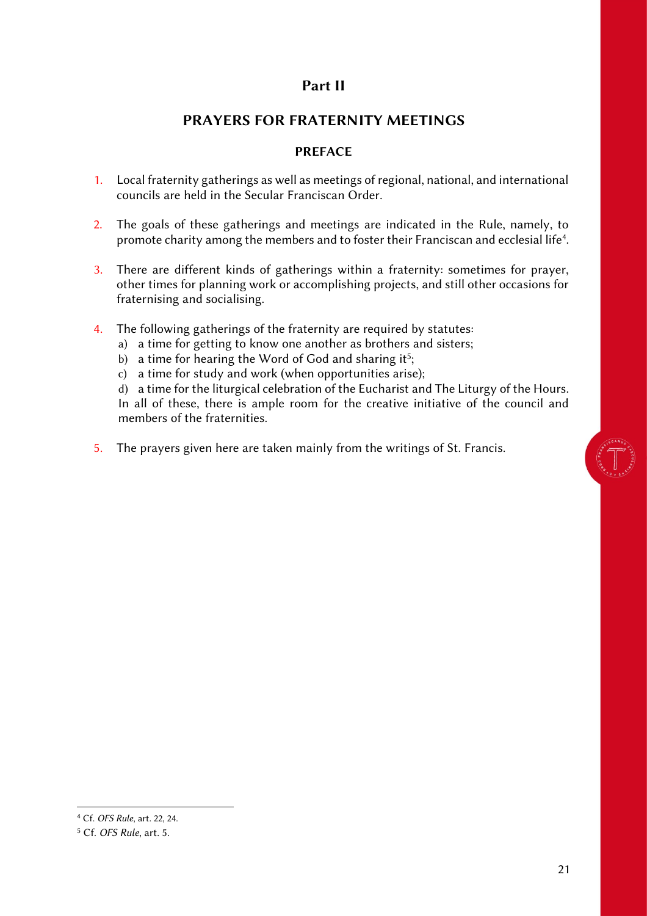# Part II

## PRAYERS FOR FRATERNITY MEETINGS

### PREFACE

1. Local fraternity gatherings as well as meetings of regional, national, and international councils are held in the Secular Franciscan Order.

2. The goals of these gatherings and meetings are indicated in the Rule, namely, to promote charity among the members and to foster their Franciscan and ecclesial life[4].

3. There are different kinds of gatherings within a fraternity: sometimes for prayer, other times for planning work or accomplishing projects, and still other occasions for fraternising and socialising.

4. The following gatherings of the fraternity are required by statutes:
   a) a time for getting to know one another as brothers and sisters;
   b) a time for hearing the Word of God and sharing it[5];
   c) a time for study and work (when opportunities arise);
   d) a time for the liturgical celebration of the Eucharist and The Liturgy of the Hours.
   
   In all of these, there is ample room for the creative initiative of the council and members of the fraternities.

5. The prayers given here are taken mainly from the writings of St. Francis.

---

[4] Cf. *OFS Rule*, art. 22, 24.

[5] Cf. *OFS Rule*, art. 5.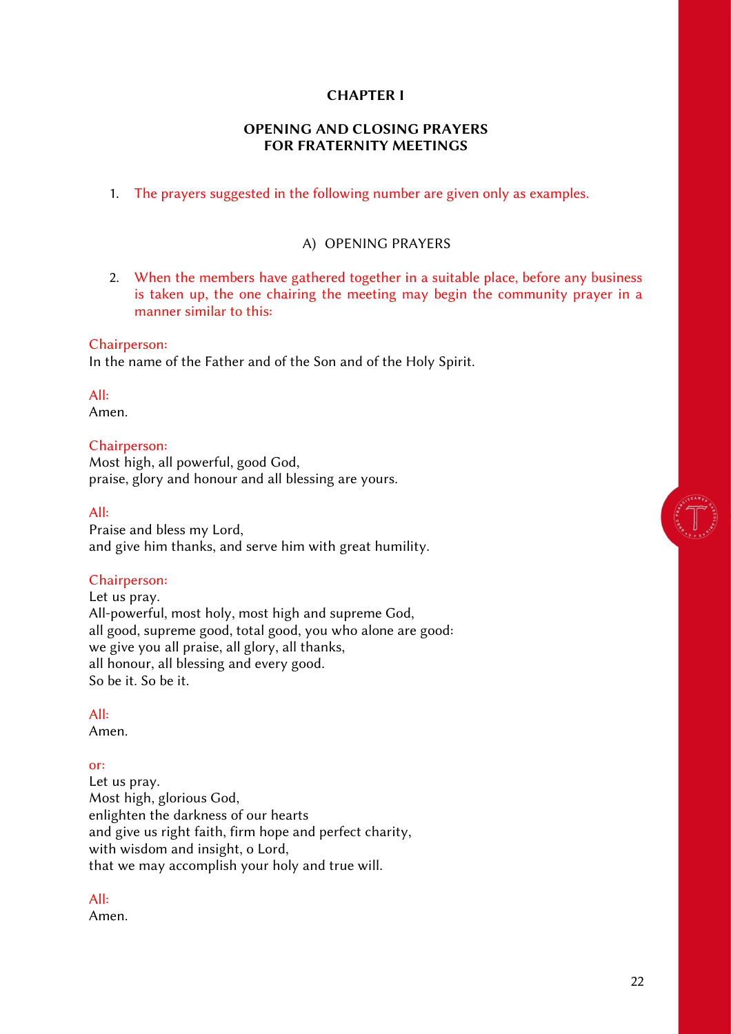# CHAPTER I

## OPENING AND CLOSING PRAYERS FOR FRATERNITY MEETINGS

1. The prayers suggested in the following number are given only as examples.

### A) OPENING PRAYERS

2. When the members have gathered together in a suitable place, before any business is taken up, the one chairing the meeting may begin the community prayer in a manner similar to this:

Chairperson:
In the name of the Father and of the Son and of the Holy Spirit.

All:
Amen.

Chairperson:
Most high, all powerful, good God,
praise, glory and honour and all blessing are yours.

All:
Praise and bless my Lord,
and give him thanks, and serve him with great humility.

Chairperson:
Let us pray.
All-powerful, most holy, most high and supreme God,
all good, supreme good, total good, you who alone are good:
we give you all praise, all glory, all thanks,
all honour, all blessing and every good.
So be it. So be it.

All:
Amen.

or:
Let us pray.
Most high, glorious God,
enlighten the darkness of our hearts
and give us right faith, firm hope and perfect charity,
with wisdom and insight, o Lord,
that we may accomplish your holy and true will.

All:
Amen.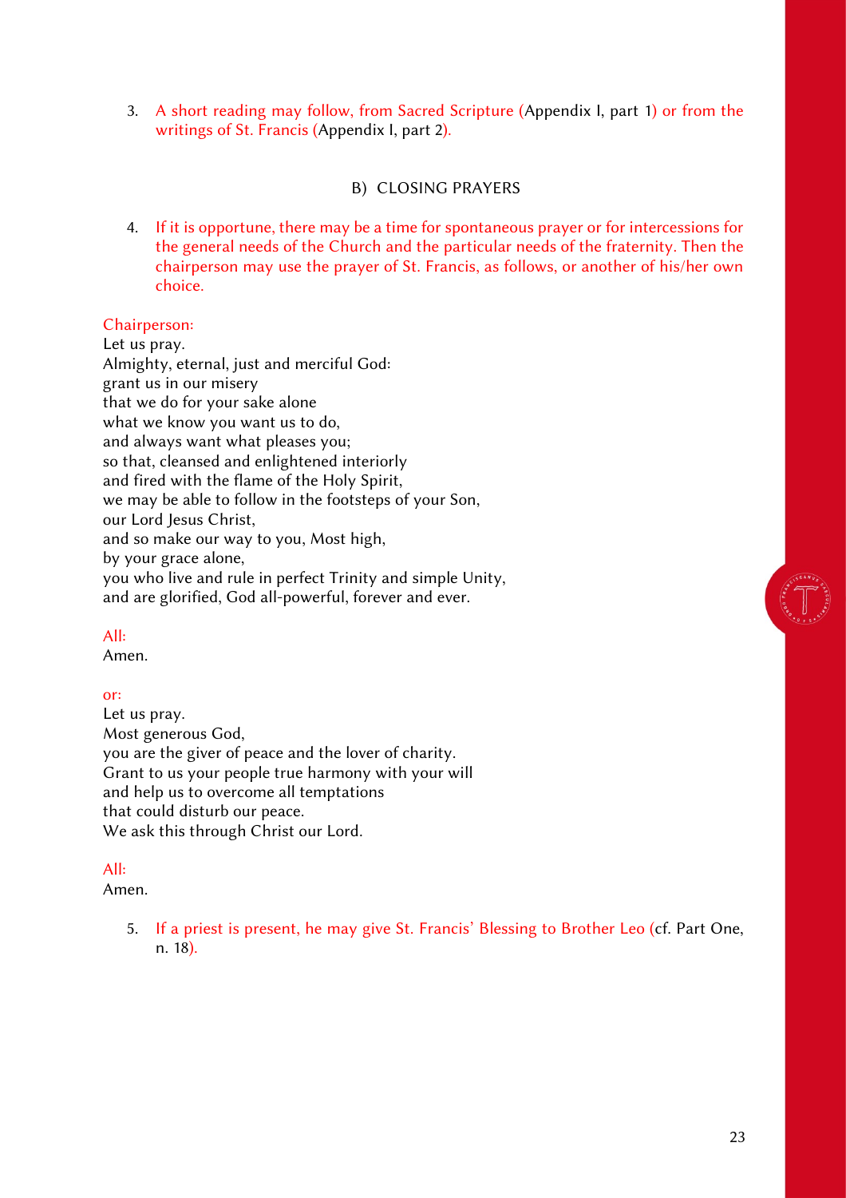3. A short reading may follow, from Sacred Scripture (Appendix I, part 1) or from the writings of St. Francis (Appendix I, part 2).

## B) CLOSING PRAYERS

4. If it is opportune, there may be a time for spontaneous prayer or for intercessions for the general needs of the Church and the particular needs of the fraternity. Then the chairperson may use the prayer of St. Francis, as follows, or another of his/her own choice.

Chairperson:
Let us pray.
Almighty, eternal, just and merciful God:
grant us in our misery
that we do for your sake alone
what we know you want us to do,
and always want what pleases you;
so that, cleansed and enlightened interiorly
and fired with the flame of the Holy Spirit,
we may be able to follow in the footsteps of your Son,
our Lord Jesus Christ,
and so make our way to you, Most high,
by your grace alone,
you who live and rule in perfect Trinity and simple Unity,
and are glorified, God all-powerful, forever and ever.

All:
Amen.

or:
Let us pray.
Most generous God,
you are the giver of peace and the lover of charity.
Grant to us your people true harmony with your will
and help us to overcome all temptations
that could disturb our peace.
We ask this through Christ our Lord.

All:
Amen.

5. If a priest is present, he may give St. Francis' Blessing to Brother Leo (cf. Part One, n. 18).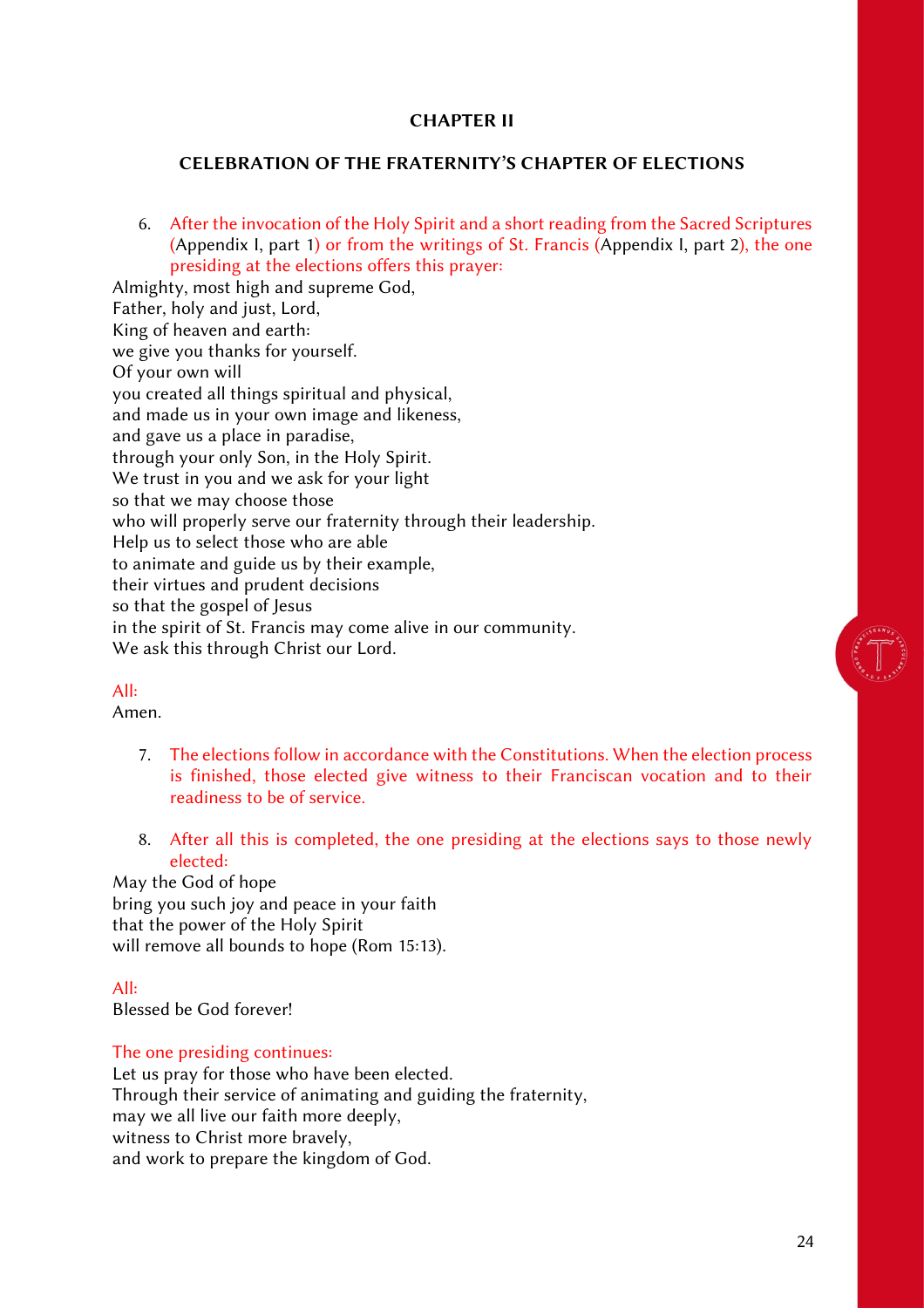## CHAPTER II

### CELEBRATION OF THE FRATERNITY'S CHAPTER OF ELECTIONS

6. After the invocation of the Holy Spirit and a short reading from the Sacred Scriptures (Appendix I, part 1) or from the writings of St. Francis (Appendix I, part 2), the one presiding at the elections offers this prayer:

Almighty, most high and supreme God,
Father, holy and just, Lord,
King of heaven and earth:
we give you thanks for yourself.
Of your own will
you created all things spiritual and physical,
and made us in your own image and likeness,
and gave us a place in paradise,
through your only Son, in the Holy Spirit.
We trust in you and we ask for your light
so that we may choose those
who will properly serve our fraternity through their leadership.
Help us to select those who are able
to animate and guide us by their example,
their virtues and prudent decisions
so that the gospel of Jesus
in the spirit of St. Francis may come alive in our community.
We ask this through Christ our Lord.

All:
Amen.

7. The elections follow in accordance with the Constitutions. When the election process is finished, those elected give witness to their Franciscan vocation and to their readiness to be of service.

8. After all this is completed, the one presiding at the elections says to those newly elected:

May the God of hope
bring you such joy and peace in your faith
that the power of the Holy Spirit
will remove all bounds to hope (Rom 15:13).

All:
Blessed be God forever!

The one presiding continues:
Let us pray for those who have been elected.
Through their service of animating and guiding the fraternity,
may we all live our faith more deeply,
witness to Christ more bravely,
and work to prepare the kingdom of God.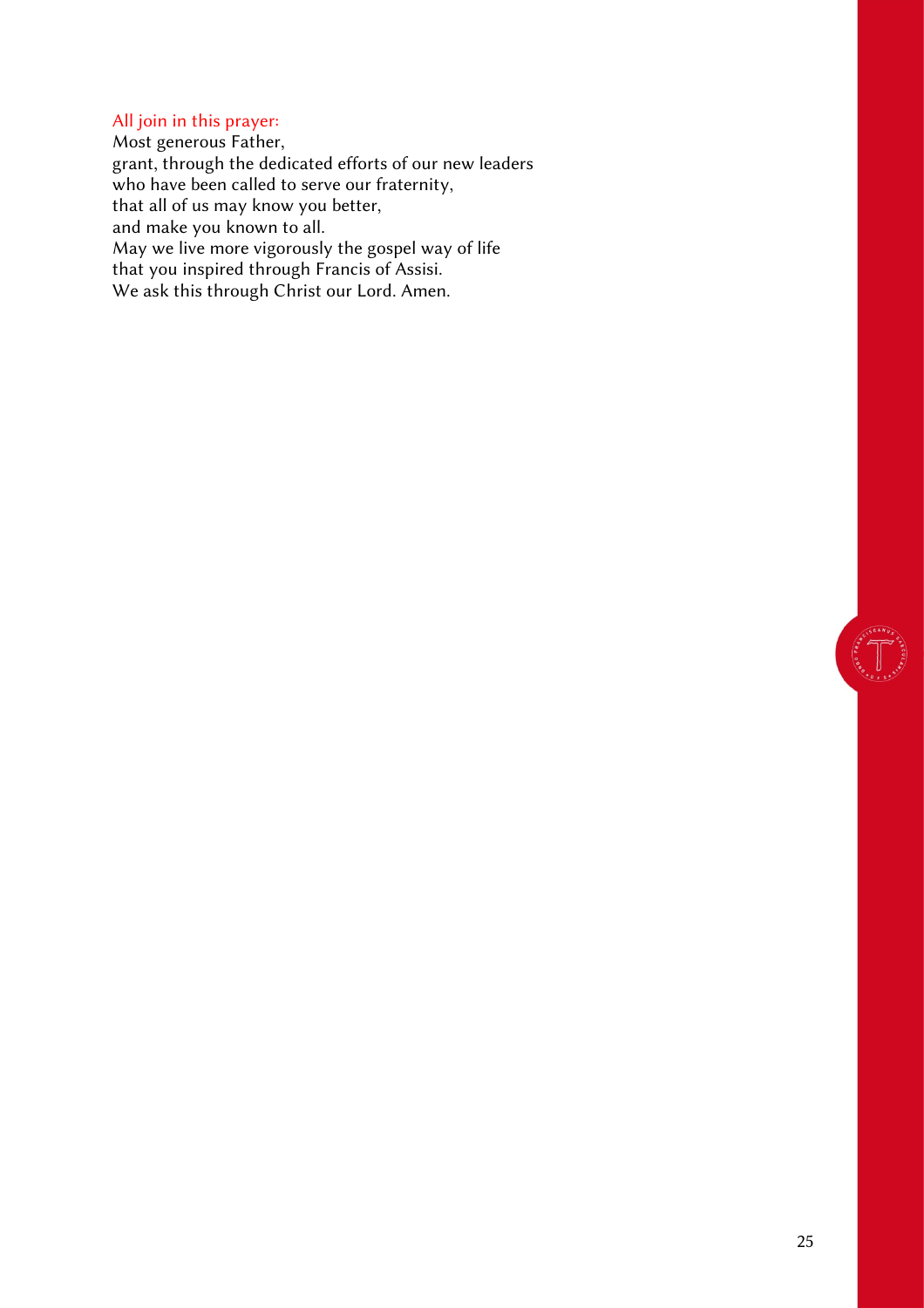*All join in this prayer:*

Most generous Father,  
grant, through the dedicated efforts of our new leaders  
who have been called to serve our fraternity,  
that all of us may know you better,  
and make you known to all.  
May we live more vigorously the gospel way of life  
that you inspired through Francis of Assisi.  
We ask this through Christ our Lord. Amen.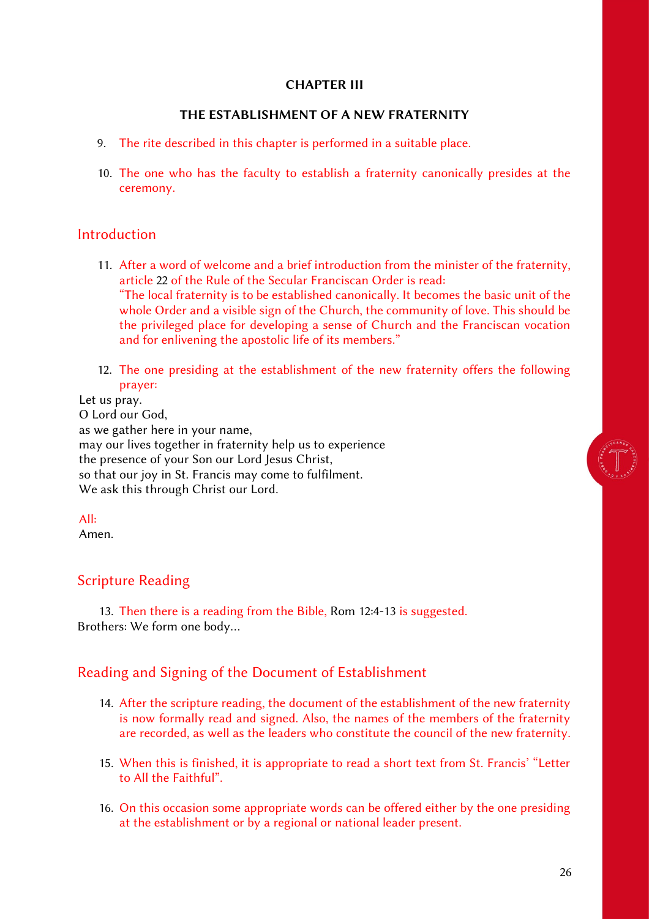**CHAPTER III**

**THE ESTABLISHMENT OF A NEW FRATERNITY**

9. The rite described in this chapter is performed in a suitable place.

10. The one who has the faculty to establish a fraternity canonically presides at the ceremony.

## Introduction

11. After a word of welcome and a brief introduction from the minister of the fraternity, article 22 of the Rule of the Secular Franciscan Order is read:
"The local fraternity is to be established canonically. It becomes the basic unit of the whole Order and a visible sign of the Church, the community of love. This should be the privileged place for developing a sense of Church and the Franciscan vocation and for enlivening the apostolic life of its members."

12. The one presiding at the establishment of the new fraternity offers the following prayer:

Let us pray.
O Lord our God,
as we gather here in your name,
may our lives together in fraternity help us to experience
the presence of your Son our Lord Jesus Christ,
so that our joy in St. Francis may come to fulfilment.
We ask this through Christ our Lord.

All:
Amen.

## Scripture Reading

13. Then there is a reading from the Bible, Rom 12:4-13 is suggested.
Brothers: We form one body…

## Reading and Signing of the Document of Establishment

14. After the scripture reading, the document of the establishment of the new fraternity is now formally read and signed. Also, the names of the members of the fraternity are recorded, as well as the leaders who constitute the council of the new fraternity.

15. When this is finished, it is appropriate to read a short text from St. Francis' "Letter to All the Faithful".

16. On this occasion some appropriate words can be offered either by the one presiding at the establishment or by a regional or national leader present.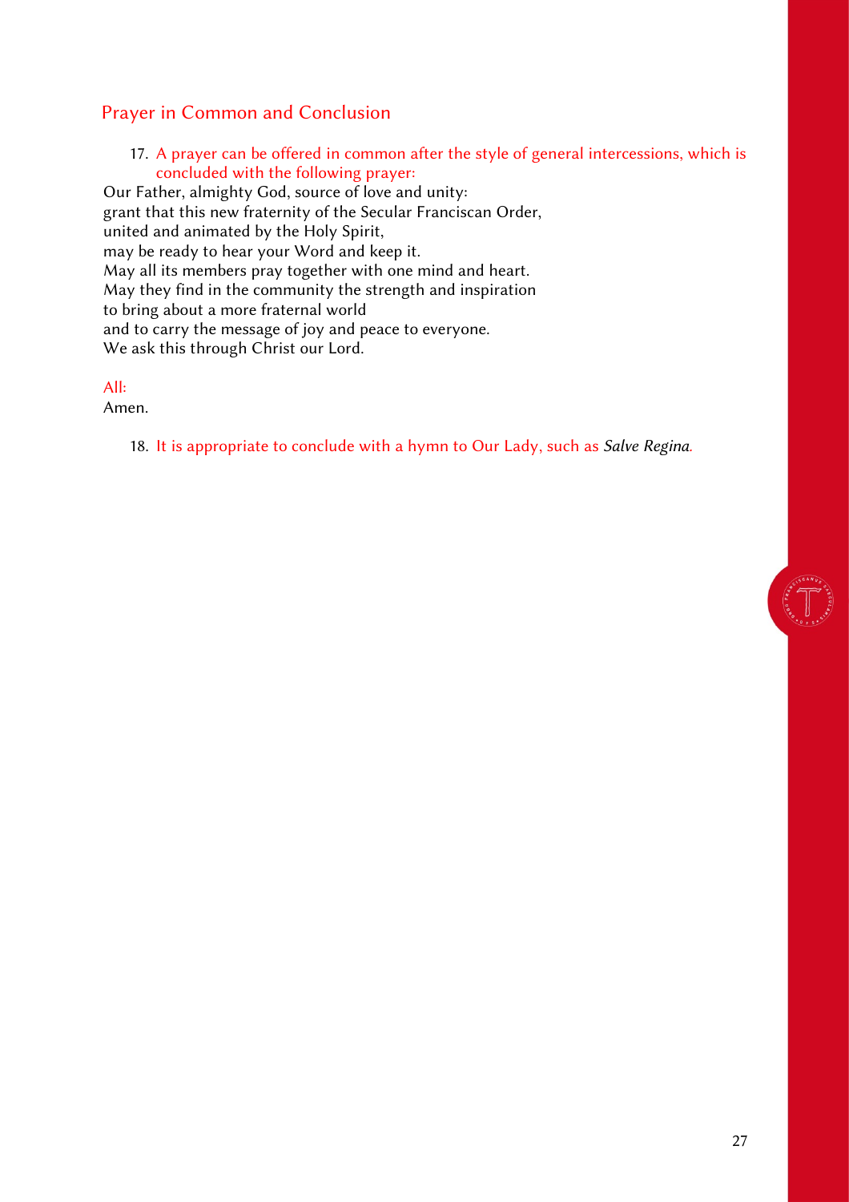## Prayer in Common and Conclusion

17. A prayer can be offered in common after the style of general intercessions, which is concluded with the following prayer:

Our Father, almighty God, source of love and unity:  
grant that this new fraternity of the Secular Franciscan Order,  
united and animated by the Holy Spirit,  
may be ready to hear your Word and keep it.  
May all its members pray together with one mind and heart.  
May they find in the community the strength and inspiration  
to bring about a more fraternal world  
and to carry the message of joy and peace to everyone.  
We ask this through Christ our Lord.

All:  
Amen.

18. It is appropriate to conclude with a hymn to Our Lady, such as *Salve Regina*.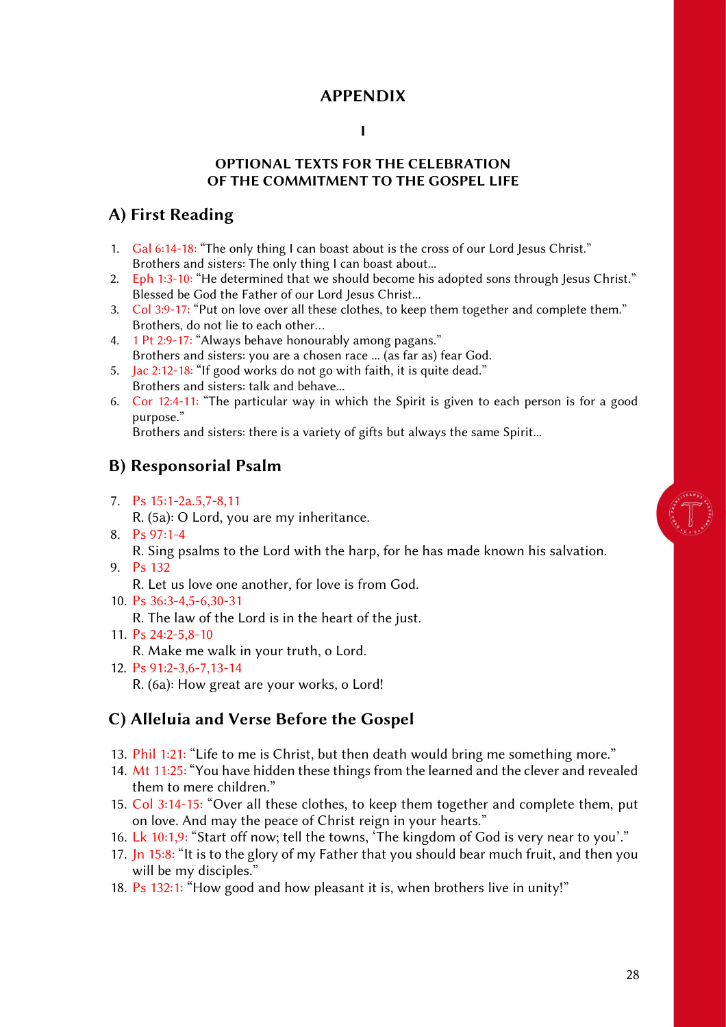# APPENDIX

## I

## OPTIONAL TEXTS FOR THE CELEBRATION OF THE COMMITMENT TO THE GOSPEL LIFE

### A) First Reading

1. Gal 6:14-18: "The only thing I can boast about is the cross of our Lord Jesus Christ."
   Brothers and sisters: The only thing I can boast about...
2. Eph 1:3-10: "He determined that we should become his adopted sons through Jesus Christ."
   Blessed be God the Father of our Lord Jesus Christ...
3. Col 3:9-17: "Put on love over all these clothes, to keep them together and complete them."
   Brothers, do not lie to each other…
4. 1 Pt 2:9-17: "Always behave honourably among pagans."
   Brothers and sisters: you are a chosen race ... (as far as) fear God.
5. Jac 2:12-18: "If good works do not go with faith, it is quite dead."
   Brothers and sisters: talk and behave...
6. Cor 12:4-11: "The particular way in which the Spirit is given to each person is for a good purpose."
   Brothers and sisters: there is a variety of gifts but always the same Spirit...

### B) Responsorial Psalm

7. Ps 15:1-2a.5,7-8,11
   R. (5a): O Lord, you are my inheritance.
8. Ps 97:1-4
   R. Sing psalms to the Lord with the harp, for he has made known his salvation.
9. Ps 132
   R. Let us love one another, for love is from God.
10. Ps 36:3-4,5-6,30-31
    R. The law of the Lord is in the heart of the just.
11. Ps 24:2-5,8-10
    R. Make me walk in your truth, o Lord.
12. Ps 91:2-3,6-7,13-14
    R. (6a): How great are your works, o Lord!

### C) Alleluia and Verse Before the Gospel

13. Phil 1:21: "Life to me is Christ, but then death would bring me something more."
14. Mt 11:25: "You have hidden these things from the learned and the clever and revealed them to mere children."
15. Col 3:14-15: "Over all these clothes, to keep them together and complete them, put on love. And may the peace of Christ reign in your hearts."
16. Lk 10:1,9: "Start off now; tell the towns, 'The kingdom of God is very near to you'."
17. Jn 15:8: "It is to the glory of my Father that you should bear much fruit, and then you will be my disciples."
18. Ps 132:1: "How good and how pleasant it is, when brothers live in unity!"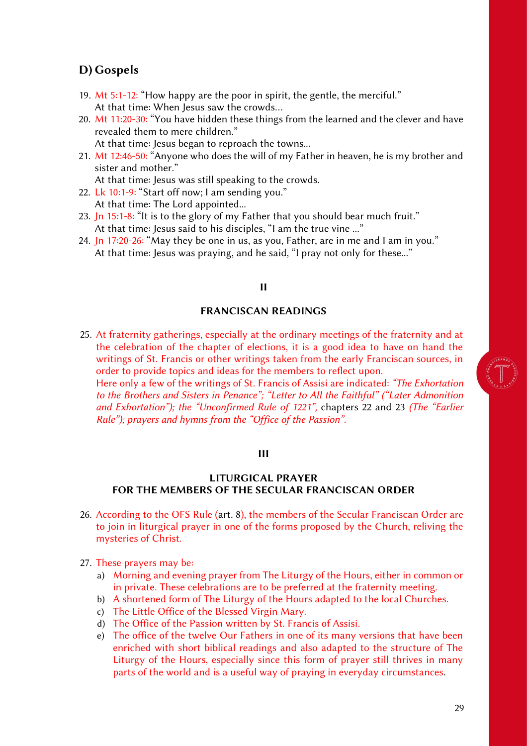## D) Gospels

19. Mt 5:1-12: "How happy are the poor in spirit, the gentle, the merciful."
    At that time: When Jesus saw the crowds...
20. Mt 11:20-30: "You have hidden these things from the learned and the clever and have revealed them to mere children."
    At that time: Jesus began to reproach the towns...
21. Mt 12:46-50: "Anyone who does the will of my Father in heaven, he is my brother and sister and mother."
    At that time: Jesus was still speaking to the crowds.
22. Lk 10:1-9: "Start off now; I am sending you."
    At that time: The Lord appointed...
23. Jn 15:1-8: "It is to the glory of my Father that you should bear much fruit."
    At that time: Jesus said to his disciples, "I am the true vine ..."
24. Jn 17:20-26: "May they be one in us, as you, Father, are in me and I am in you."
    At that time: Jesus was praying, and he said, "I pray not only for these..."

### II

### FRANCISCAN READINGS

25. At fraternity gatherings, especially at the ordinary meetings of the fraternity and at the celebration of the chapter of elections, it is a good idea to have on hand the writings of St. Francis or other writings taken from the early Franciscan sources, in order to provide topics and ideas for the members to reflect upon.
    Here only a few of the writings of St. Francis of Assisi are indicated: *"The Exhortation to the Brothers and Sisters in Penance"; "Letter to All the Faithful" ("Later Admonition and Exhortation"); the "Unconfirmed Rule of 1221",* chapters 22 and 23 *(The "Earlier Rule"); prayers and hymns from the "Office of the Passion".*

### III

### LITURGICAL PRAYER FOR THE MEMBERS OF THE SECULAR FRANCISCAN ORDER

26. According to the OFS Rule (art. 8), the members of the Secular Franciscan Order are to join in liturgical prayer in one of the forms proposed by the Church, reliving the mysteries of Christ.

27. These prayers may be:
    a) Morning and evening prayer from The Liturgy of the Hours, either in common or in private. These celebrations are to be preferred at the fraternity meeting.
    b) A shortened form of The Liturgy of the Hours adapted to the local Churches.
    c) The Little Office of the Blessed Virgin Mary.
    d) The Office of the Passion written by St. Francis of Assisi.
    e) The office of the twelve Our Fathers in one of its many versions that have been enriched with short biblical readings and also adapted to the structure of The Liturgy of the Hours, especially since this form of prayer still thrives in many parts of the world and is a useful way of praying in everyday circumstances.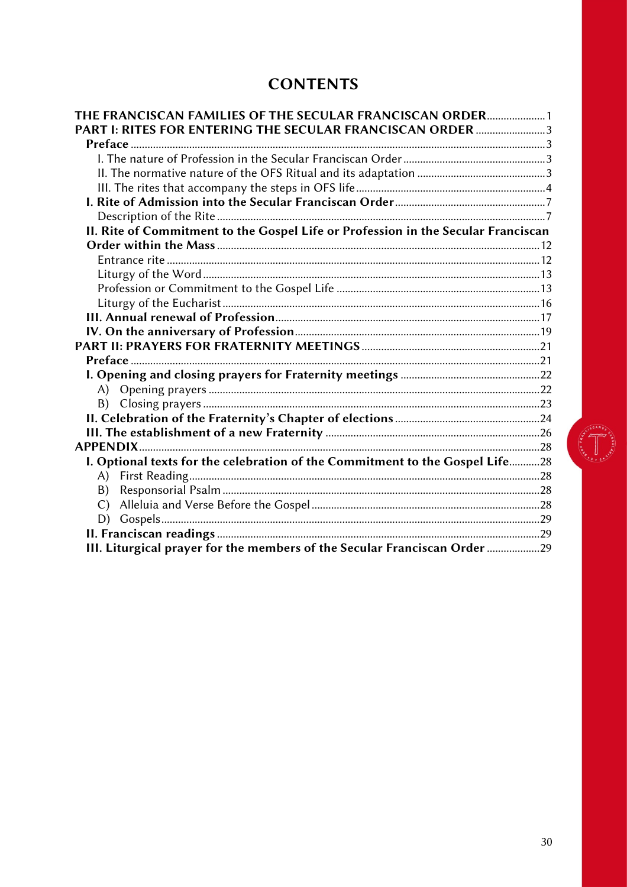# CONTENTS

**THE FRANCISCAN FAMILIES OF THE SECULAR FRANCISCAN ORDER** ..................... 1
**PART I: RITES FOR ENTERING THE SECULAR FRANCISCAN ORDER** ......................... 3
**Preface** ......................................................................................................................... 3
I. The nature of Profession in the Secular Franciscan Order .................................................. 3
II. The normative nature of the OFS Ritual and its adaptation ............................................ 3
III. The rites that accompany the steps in OFS life .................................................................. 4
**I. Rite of Admission into the Secular Franciscan Order** ...................................................... 7
Description of the Rite ..................................................................................................................... 7
**II. Rite of Commitment to the Gospel Life or Profession in the Secular Franciscan Order within the Mass** .................................................................................................................. 12
Entrance rite ..................................................................................................................................... 12
Liturgy of the Word ......................................................................................................................... 13
Profession or Commitment to the Gospel Life ......................................................................... 13
Liturgy of the Eucharist ................................................................................................................. 16
**III. Annual renewal of Profession** ............................................................................................... 17
**IV. On the anniversary of Profession** ....................................................................................... 19
**PART II: PRAYERS FOR FRATERNITY MEETINGS** ................................................................ 21
**Preface** ......................................................................................................................................... 21
**I. Opening and closing prayers for Fraternity meetings** ................................................. 22
A) Opening prayers ....................................................................................................................... 22
B) Closing prayers ......................................................................................................................... 23
**II. Celebration of the Fraternity's Chapter of elections** .................................................... 24
**III. The establishment of a new Fraternity** ............................................................................ 26
**APPENDIX** ..................................................................................................................................... 28
**I. Optional texts for the celebration of the Commitment to the Gospel Life** ........... 28
A) First Reading ............................................................................................................................. 28
B) Responsorial Psalm ................................................................................................................. 28
C) Alleluia and Verse Before the Gospel .................................................................................. 28
D) Gospels ....................................................................................................................................... 29
**II. Franciscan readings** ................................................................................................................. 29
**III. Liturgical prayer for the members of the Secular Franciscan Order** ...................... 29